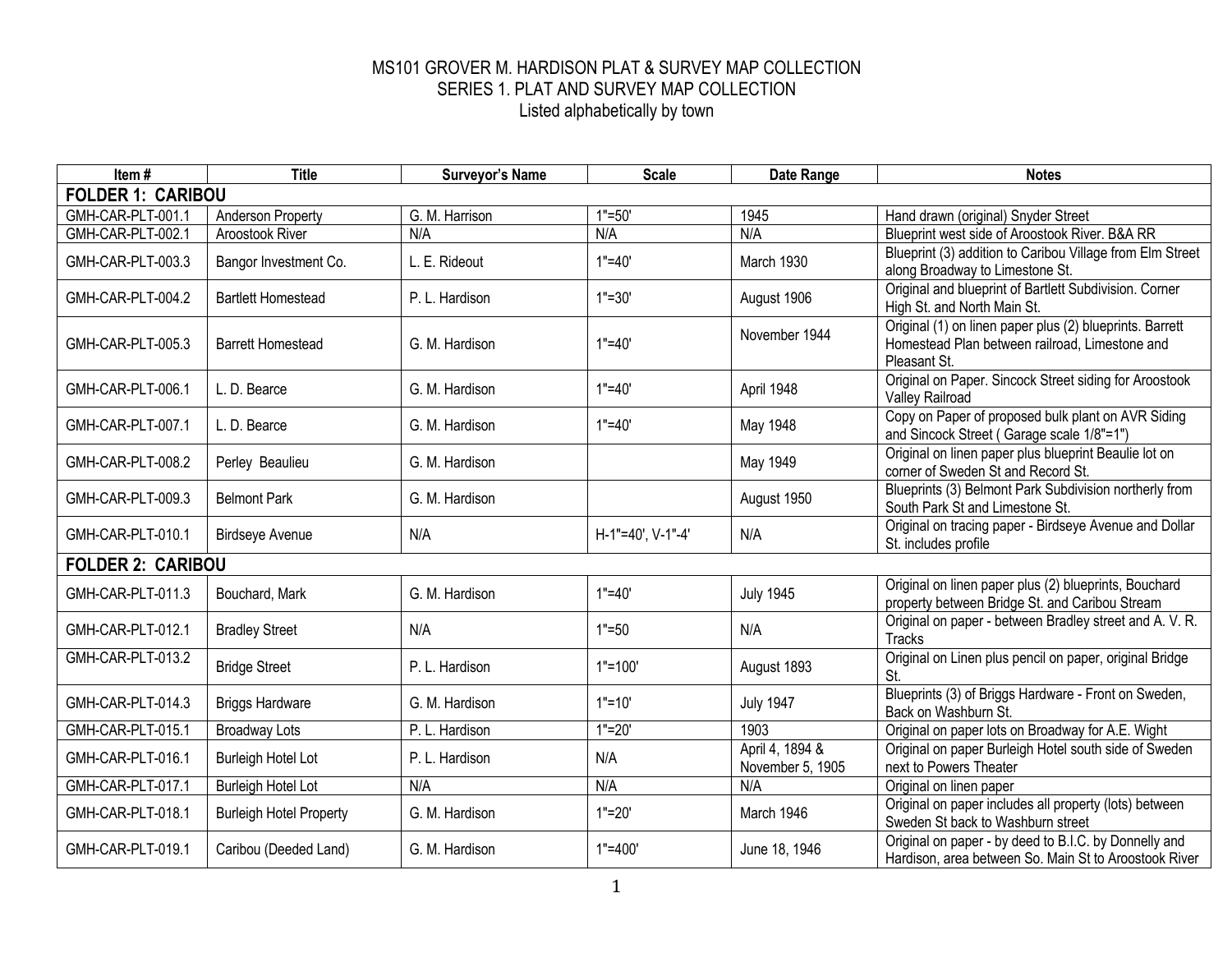# MS101 GROVER M. HARDISON PLAT & SURVEY MAP COLLECTION

## SERIES 1. PLAT AND SURVEY MAP COLLECTION

Listed alphabetically by town

| Item # | Title | Surveyor's Name | Scale | Date Range | Notes |
|---|---|---|---|---|---|
| **FOLDER 1: CARIBOU** | | | | | |
| GMH-CAR-PLT-001.1 | Anderson Property | G. M. Harrison | 1"=50' | 1945 | Hand drawn (original) Snyder Street |
| GMH-CAR-PLT-002.1 | Aroostook River | N/A | N/A | N/A | Blueprint west side of Aroostook River. B&A RR |
| GMH-CAR-PLT-003.3 | Bangor Investment Co. | L. E. Rideout | 1"=40' | March 1930 | Blueprint (3) addition to Caribou Village from Elm Street along Broadway to Limestone St. |
| GMH-CAR-PLT-004.2 | Bartlett Homestead | P. L. Hardison | 1"=30' | August 1906 | Original and blueprint of Bartlett Subdivision. Corner High St. and North Main St. |
| GMH-CAR-PLT-005.3 | Barrett Homestead | G. M. Hardison | 1"=40' | November 1944 | Original (1) on linen paper plus (2) blueprints. Barrett Homestead Plan between railroad, Limestone and Pleasant St. |
| GMH-CAR-PLT-006.1 | L. D. Bearce | G. M. Hardison | 1"=40' | April 1948 | Original on Paper. Sincock Street siding for Aroostook Valley Railroad |
| GMH-CAR-PLT-007.1 | L. D. Bearce | G. M. Hardison | 1"=40' | May 1948 | Copy on Paper of proposed bulk plant on AVR Siding and Sincock Street ( Garage scale 1/8"=1") |
| GMH-CAR-PLT-008.2 | Perley Beaulieu | G. M. Hardison | | May 1949 | Original on linen paper plus blueprint Beaulie lot on corner of Sweden St and Record St. |
| GMH-CAR-PLT-009.3 | Belmont Park | G. M. Hardison | | August 1950 | Blueprints (3) Belmont Park Subdivision northerly from South Park St and Limestone St. |
| GMH-CAR-PLT-010.1 | Birdseye Avenue | N/A | H-1"=40', V-1"-4' | N/A | Original on tracing paper - Birdseye Avenue and Dollar St. includes profile |
| **FOLDER 2: CARIBOU** | | | | | |
| GMH-CAR-PLT-011.3 | Bouchard, Mark | G. M. Hardison | 1"=40' | July 1945 | Original on linen paper plus (2) blueprints, Bouchard property between Bridge St. and Caribou Stream |
| GMH-CAR-PLT-012.1 | Bradley Street | N/A | 1"=50 | N/A | Original on paper - between Bradley street and A. V. R. Tracks |
| GMH-CAR-PLT-013.2 | Bridge Street | P. L. Hardison | 1"=100' | August 1893 | Original on Linen plus pencil on paper, original Bridge St. |
| GMH-CAR-PLT-014.3 | Briggs Hardware | G. M. Hardison | 1"=10' | July 1947 | Blueprints (3) of Briggs Hardware - Front on Sweden, Back on Washburn St. |
| GMH-CAR-PLT-015.1 | Broadway Lots | P. L. Hardison | 1"=20' | 1903 | Original on paper lots on Broadway for A.E. Wight |
| GMH-CAR-PLT-016.1 | Burleigh Hotel Lot | P. L. Hardison | N/A | April 4, 1894 & November 5, 1905 | Original on paper Burleigh Hotel south side of Sweden next to Powers Theater |
| GMH-CAR-PLT-017.1 | Burleigh Hotel Lot | N/A | N/A | N/A | Original on linen paper |
| GMH-CAR-PLT-018.1 | Burleigh Hotel Property | G. M. Hardison | 1"=20' | March 1946 | Original on paper includes all property (lots) between Sweden St back to Washburn street |
| GMH-CAR-PLT-019.1 | Caribou (Deeded Land) | G. M. Hardison | 1"=400' | June 18, 1946 | Original on paper - by deed to B.I.C. by Donnelly and Hardison, area between So. Main St to Aroostook River |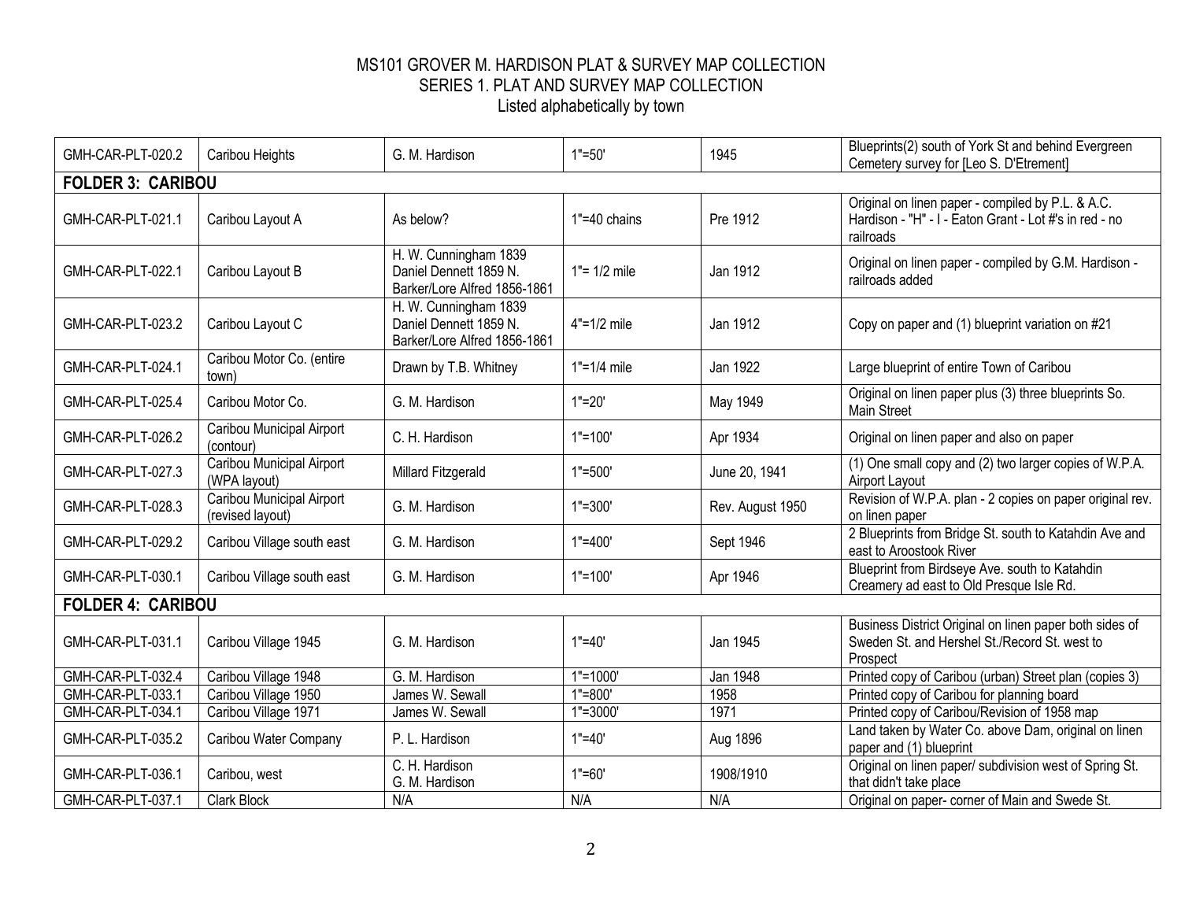# MS101 GROVER M. HARDISON PLAT & SURVEY MAP COLLECTION
## SERIES 1. PLAT AND SURVEY MAP COLLECTION
Listed alphabetically by town

| | | | | | |
|---|---|---|---|---|---|
| GMH-CAR-PLT-020.2 | Caribou Heights | G. M. Hardison | 1"=50' | 1945 | Blueprints(2) south of York St and behind Evergreen Cemetery survey for [Leo S. D'Eterment] |
| **FOLDER 3: CARIBOU** | | | | | |
| GMH-CAR-PLT-021.1 | Caribou Layout A | As below? | 1"=40 chains | Pre 1912 | Original on linen paper - compiled by P.L. & A.C. Hardison - "H" - I - Eaton Grant - Lot #'s in red - no railroads |
| GMH-CAR-PLT-022.1 | Caribou Layout B | H. W. Cunningham 1839 Daniel Dennett 1859 N. Barker/Lore Alfred 1856-1861 | 1"= 1/2 mile | Jan 1912 | Original on linen paper - compiled by G.M. Hardison - railroads added |
| GMH-CAR-PLT-023.2 | Caribou Layout C | H. W. Cunningham 1839 Daniel Dennett 1859 N. Barker/Lore Alfred 1856-1861 | 4"=1/2 mile | Jan 1912 | Copy on paper and (1) blueprint variation on #21 |
| GMH-CAR-PLT-024.1 | Caribou Motor Co. (entire town) | Drawn by T.B. Whitney | 1"=1/4 mile | Jan 1922 | Large blueprint of entire Town of Caribou |
| GMH-CAR-PLT-025.4 | Caribou Motor Co. | G. M. Hardison | 1"=20' | May 1949 | Original on linen paper plus (3) three blueprints So. Main Street |
| GMH-CAR-PLT-026.2 | Caribou Municipal Airport (contour) | C. H. Hardison | 1"=100' | Apr 1934 | Original on linen paper and also on paper |
| GMH-CAR-PLT-027.3 | Caribou Municipal Airport (WPA layout) | Millard Fitzgerald | 1"=500' | June 20, 1941 | (1) One small copy and (2) two larger copies of W.P.A. Airport Layout |
| GMH-CAR-PLT-028.3 | Caribou Municipal Airport (revised layout) | G. M. Hardison | 1"=300' | Rev. August 1950 | Revision of W.P.A. plan - 2 copies on paper original rev. on linen paper |
| GMH-CAR-PLT-029.2 | Caribou Village south east | G. M. Hardison | 1"=400' | Sept 1946 | 2 Blueprints from Bridge St. south to Katahdin Ave and east to Aroostook River |
| GMH-CAR-PLT-030.1 | Caribou Village south east | G. M. Hardison | 1"=100' | Apr 1946 | Blueprint from Birdseye Ave. south to Katahdin Creamery ad east to Old Presque Isle Rd. |
| **FOLDER 4: CARIBOU** | | | | | |
| GMH-CAR-PLT-031.1 | Caribou Village 1945 | G. M. Hardison | 1"=40' | Jan 1945 | Business District Original on linen paper both sides of Sweden St. and Hershel St./Record St. west to Prospect |
| GMH-CAR-PLT-032.4 | Caribou Village 1948 | G. M. Hardison | 1"=1000' | Jan 1948 | Printed copy of Caribou (urban) Street plan (copies 3) |
| GMH-CAR-PLT-033.1 | Caribou Village 1950 | James W. Sewall | 1"=800' | 1958 | Printed copy of Caribou for planning board |
| GMH-CAR-PLT-034.1 | Caribou Village 1971 | James W. Sewall | 1"=3000' | 1971 | Printed copy of Caribou/Revision of 1958 map |
| GMH-CAR-PLT-035.2 | Caribou Water Company | P. L. Hardison | 1"=40' | Aug 1896 | Land taken by Water Co. above Dam, original on linen paper and (1) blueprint |
| GMH-CAR-PLT-036.1 | Caribou, west | C. H. Hardison G. M. Hardison | 1"=60' | 1908/1910 | Original on linen paper/ subdivision west of Spring St. that didn't take place |
| GMH-CAR-PLT-037.1 | Clark Block | N/A | N/A | N/A | Original on paper- corner of Main and Swede St. |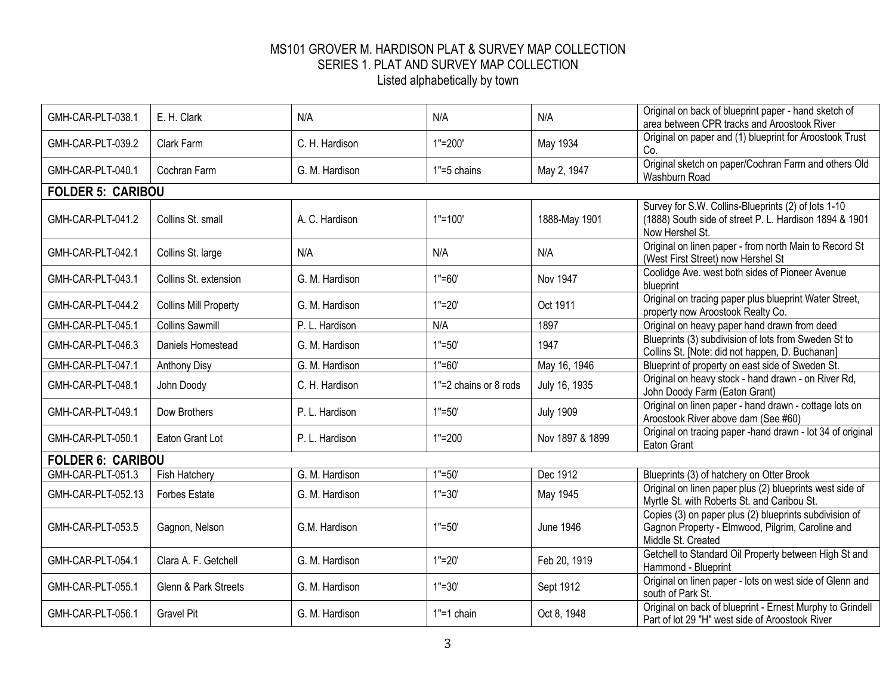# MS101 GROVER M. HARDISON PLAT & SURVEY MAP COLLECTION
## SERIES 1. PLAT AND SURVEY MAP COLLECTION
Listed alphabetically by town

| | | | | | |
|---|---|---|---|---|---|
| GMH-CAR-PLT-038.1 | E. H. Clark | N/A | N/A | N/A | Original on back of blueprint paper - hand sketch of area between CPR tracks and Aroostook River |
| GMH-CAR-PLT-039.2 | Clark Farm | C. H. Hardison | 1"=200' | May 1934 | Original on paper and (1) blueprint for Aroostook Trust Co. |
| GMH-CAR-PLT-040.1 | Cochran Farm | G. M. Hardison | 1"=5 chains | May 2, 1947 | Original sketch on paper/Cochran Farm and others Old Washburn Road |
| **FOLDER 5: CARIBOU** | | | | | |
| GMH-CAR-PLT-041.2 | Collins St. small | A. C. Hardison | 1"=100' | 1888-May 1901 | Survey for S.W. Collins-Blueprints (2) of lots 1-10 (1888) South side of street P. L. Hardison 1894 & 1901 Now Hershel St. |
| GMH-CAR-PLT-042.1 | Collins St. large | N/A | N/A | N/A | Original on linen paper - from north Main to Record St (West First Street) now Hershel St |
| GMH-CAR-PLT-043.1 | Collins St. extension | G. M. Hardison | 1"=60' | Nov 1947 | Coolidge Ave. west both sides of Pioneer Avenue blueprint |
| GMH-CAR-PLT-044.2 | Collins Mill Property | G. M. Hardison | 1"=20' | Oct 1911 | Original on tracing paper plus blueprint Water Street, property now Aroostook Realty Co. |
| GMH-CAR-PLT-045.1 | Collins Sawmill | P. L. Hardison | N/A | 1897 | Original on heavy paper hand drawn from deed |
| GMH-CAR-PLT-046.3 | Daniels Homestead | G. M. Hardison | 1"=50' | 1947 | Blueprints (3) subdivision of lots from Sweden St to Collins St. [Note: did not happen, D. Buchanan] |
| GMH-CAR-PLT-047.1 | Anthony Disy | G. M. Hardison | 1"=60' | May 16, 1946 | Blueprint of property on east side of Sweden St. |
| GMH-CAR-PLT-048.1 | John Doody | C. H. Hardison | 1"=2 chains or 8 rods | July 16, 1935 | Original on heavy stock - hand drawn - on River Rd, John Doody Farm (Eaton Grant) |
| GMH-CAR-PLT-049.1 | Dow Brothers | P. L. Hardison | 1"=50' | July 1909 | Original on linen paper - hand drawn - cottage lots on Aroostook River above dam (See #60) |
| GMH-CAR-PLT-050.1 | Eaton Grant Lot | P. L. Hardison | 1"=200 | Nov 1897 & 1899 | Original on tracing paper -hand drawn - lot 34 of original Eaton Grant |
| **FOLDER 6: CARIBOU** | | | | | |
| GMH-CAR-PLT-051.3 | Fish Hatchery | G. M. Hardison | 1"=50' | Dec 1912 | Blueprints (3) of hatchery on Otter Brook |
| GMH-CAR-PLT-052.13 | Forbes Estate | G. M. Hardison | 1"=30' | May 1945 | Original on linen paper plus (2) blueprints west side of Myrtle St. with Roberts St. and Caribou St. |
| GMH-CAR-PLT-053.5 | Gagnon, Nelson | G.M. Hardison | 1"=50' | June 1946 | Copies (3) on paper plus (2) blueprints subdivision of Gagnon Property - Elmwood, Pilgrim, Caroline and Middle St. Created |
| GMH-CAR-PLT-054.1 | Clara A. F. Getchell | G. M. Hardison | 1"=20' | Feb 20, 1919 | Getchell to Standard Oil Property between High St and Hammond - Blueprint |
| GMH-CAR-PLT-055.1 | Glenn & Park Streets | G. M. Hardison | 1"=30' | Sept 1912 | Original on linen paper - lots on west side of Glenn and south of Park St. |
| GMH-CAR-PLT-056.1 | Gravel Pit | G. M. Hardison | 1"=1 chain | Oct 8, 1948 | Original on back of blueprint - Ernest Murphy to Grindell Part of lot 29 "H" west side of Aroostook River |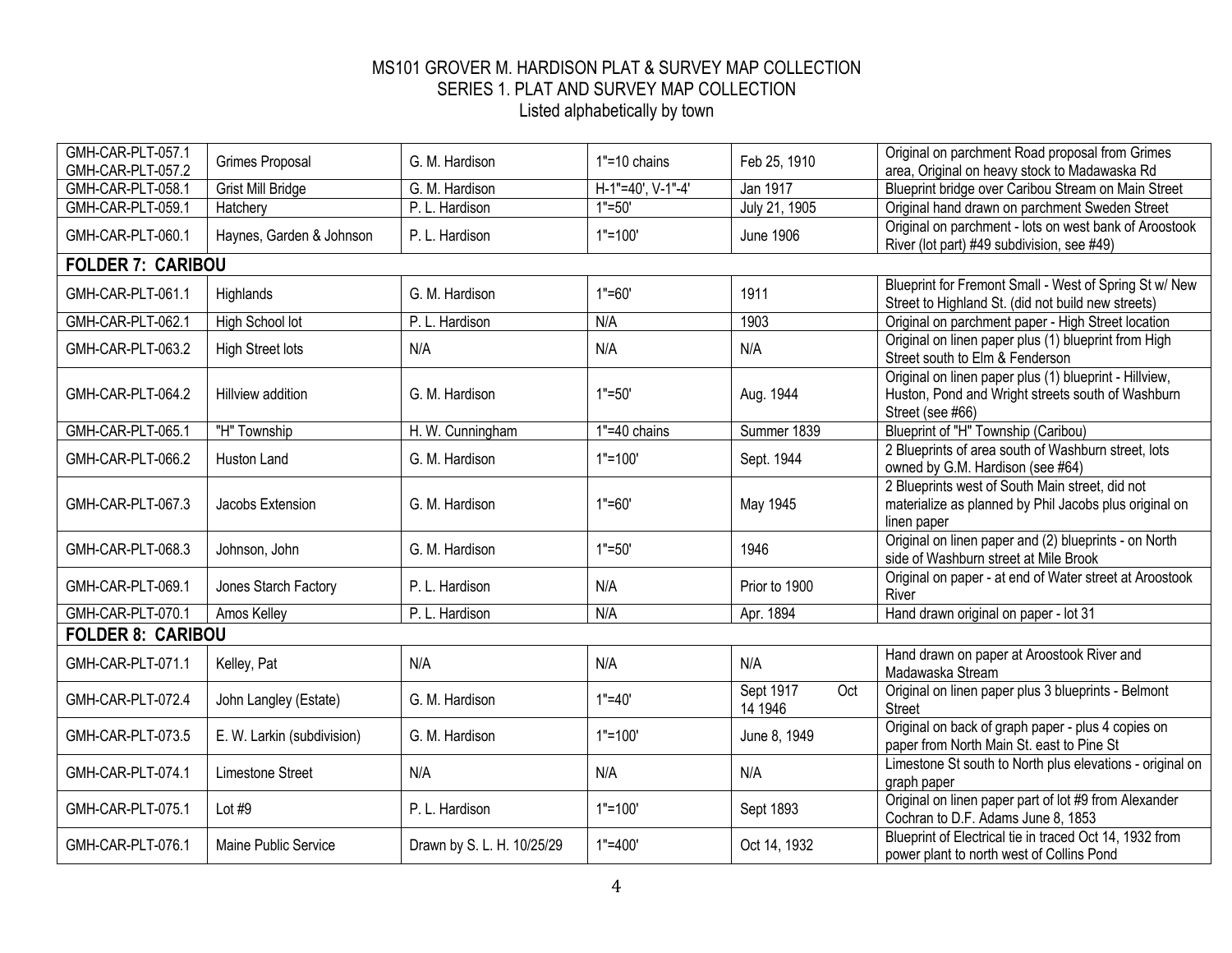# MS101 GROVER M. HARDISON PLAT & SURVEY MAP COLLECTION
## SERIES 1. PLAT AND SURVEY MAP COLLECTION
Listed alphabetically by town

| | | | | | |
|---|---|---|---|---|---|
| GMH-CAR-PLT-057.1 GMH-CAR-PLT-057.2 | Grimes Proposal | G. M. Hardison | 1"=10 chains | Feb 25, 1910 | Original on parchment Road proposal from Grimes area, Original on heavy stock to Madawaska Rd |
| GMH-CAR-PLT-058.1 | Grist Mill Bridge | G. M. Hardison | H-1"=40', V-1"-4' | Jan 1917 | Blueprint bridge over Caribou Stream on Main Street |
| GMH-CAR-PLT-059.1 | Hatchery | P. L. Hardison | 1"=50' | July 21, 1905 | Original hand drawn on parchment Sweden Street |
| GMH-CAR-PLT-060.1 | Haynes, Garden & Johnson | P. L. Hardison | 1"=100' | June 1906 | Original on parchment - lots on west bank of Aroostook River (lot part) #49 subdivision, see #49) |
| **FOLDER 7: CARIBOU** | | | | | |
| GMH-CAR-PLT-061.1 | Highlands | G. M. Hardison | 1"=60' | 1911 | Blueprint for Fremont Small - West of Spring St w/ New Street to Highland St. (did not build new streets) |
| GMH-CAR-PLT-062.1 | High School lot | P. L. Hardison | N/A | 1903 | Original on parchment paper - High Street location |
| GMH-CAR-PLT-063.2 | High Street lots | N/A | N/A | N/A | Original on linen paper plus (1) blueprint from High Street south to Elm & Fenderson |
| GMH-CAR-PLT-064.2 | Hillview addition | G. M. Hardison | 1"=50' | Aug. 1944 | Original on linen paper plus (1) blueprint - Hillview, Huston, Pond and Wright streets south of Washburn Street (see #66) |
| GMH-CAR-PLT-065.1 | "H" Township | H. W. Cunningham | 1"=40 chains | Summer 1839 | Blueprint of "H" Township (Caribou) |
| GMH-CAR-PLT-066.2 | Huston Land | G. M. Hardison | 1"=100' | Sept. 1944 | 2 Blueprints of area south of Washburn street, lots owned by G.M. Hardison (see #64) |
| GMH-CAR-PLT-067.3 | Jacobs Extension | G. M. Hardison | 1"=60' | May 1945 | 2 Blueprints west of South Main street, did not materialize as planned by Phil Jacobs plus original on linen paper |
| GMH-CAR-PLT-068.3 | Johnson, John | G. M. Hardison | 1"=50' | 1946 | Original on linen paper and (2) blueprints - on North side of Washburn street at Mile Brook |
| GMH-CAR-PLT-069.1 | Jones Starch Factory | P. L. Hardison | N/A | Prior to 1900 | Original on paper - at end of Water street at Aroostook River |
| GMH-CAR-PLT-070.1 | Amos Kelley | P. L. Hardison | N/A | Apr. 1894 | Hand drawn original on paper - lot 31 |
| **FOLDER 8: CARIBOU** | | | | | |
| GMH-CAR-PLT-071.1 | Kelley, Pat | N/A | N/A | N/A | Hand drawn on paper at Aroostook River and Madawaska Stream |
| GMH-CAR-PLT-072.4 | John Langley (Estate) | G. M. Hardison | 1"=40' | Sept 1917 Oct 14 1946 | Original on linen paper plus 3 blueprints - Belmont Street |
| GMH-CAR-PLT-073.5 | E. W. Larkin (subdivision) | G. M. Hardison | 1"=100' | June 8, 1949 | Original on back of graph paper - plus 4 copies on paper from North Main St. east to Pine St |
| GMH-CAR-PLT-074.1 | Limestone Street | N/A | N/A | N/A | Limestone St south to North plus elevations - original on graph paper |
| GMH-CAR-PLT-075.1 | Lot #9 | P. L. Hardison | 1"=100' | Sept 1893 | Original on linen paper part of lot #9 from Alexander Cochran to D.F. Adams June 8, 1853 |
| GMH-CAR-PLT-076.1 | Maine Public Service | Drawn by S. L. H. 10/25/29 | 1"=400' | Oct 14, 1932 | Blueprint of Electrical tie in traced Oct 14, 1932 from power plant to north west of Collins Pond |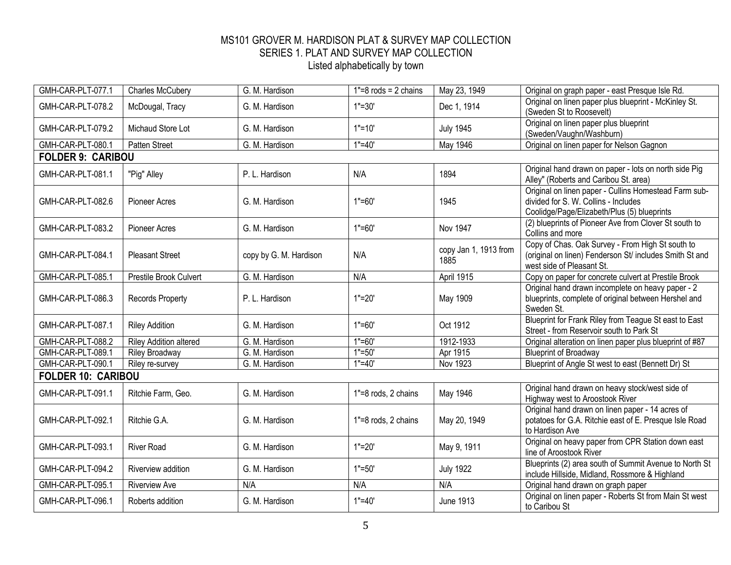# MS101 GROVER M. HARDISON PLAT & SURVEY MAP COLLECTION
## SERIES 1. PLAT AND SURVEY MAP COLLECTION
Listed alphabetically by town

| | | | | | |
|---|---|---|---|---|---|
| GMH-CAR-PLT-077.1 | Charles McCubery | G. M. Hardison | 1"=8 rods = 2 chains | May 23, 1949 | Original on graph paper - east Presque Isle Rd. |
| GMH-CAR-PLT-078.2 | McDougal, Tracy | G. M. Hardison | 1"=30' | Dec 1, 1914 | Original on linen paper plus blueprint - McKinley St. (Sweden St to Roosevelt) |
| GMH-CAR-PLT-079.2 | Michaud Store Lot | G. M. Hardison | 1"=10' | July 1945 | Original on linen paper plus blueprint (Sweden/Vaughn/Washburn) |
| GMH-CAR-PLT-080.1 | Patten Street | G. M. Hardison | 1"=40' | May 1946 | Original on linen paper for Nelson Gagnon |
| **FOLDER 9: CARIBOU** | | | | | |
| GMH-CAR-PLT-081.1 | "Pig" Alley | P. L. Hardison | N/A | 1894 | Original hand drawn on paper - lots on north side Pig Alley" (Roberts and Caribou St. area) |
| GMH-CAR-PLT-082.6 | Pioneer Acres | G. M. Hardison | 1"=60' | 1945 | Original on linen paper - Cullins Homestead Farm sub-divided for S. W. Collins - Includes Coolidge/Page/Elizabeth/Plus (5) blueprints |
| GMH-CAR-PLT-083.2 | Pioneer Acres | G. M. Hardison | 1"=60' | Nov 1947 | (2) blueprints of Pioneer Ave from Clover St south to Collins and more |
| GMH-CAR-PLT-084.1 | Pleasant Street | copy by G. M. Hardison | N/A | copy Jan 1, 1913 from 1885 | Copy of Chas. Oak Survey - From High St south to (original on linen) Fenderson St/ includes Smith St and west side of Pleasant St. |
| GMH-CAR-PLT-085.1 | Prestile Brook Culvert | G. M. Hardison | N/A | April 1915 | Copy on paper for concrete culvert at Prestile Brook |
| GMH-CAR-PLT-086.3 | Records Property | P. L. Hardison | 1"=20' | May 1909 | Original hand drawn incomplete on heavy paper - 2 blueprints, complete of original between Hershel and Sweden St. |
| GMH-CAR-PLT-087.1 | Riley Addition | G. M. Hardison | 1"=60' | Oct 1912 | Blueprint for Frank Riley from Teague St east to East Street - from Reservoir south to Park St |
| GMH-CAR-PLT-088.2 | Riley Addition altered | G. M. Hardison | 1"=60' | 1912-1933 | Original alteration on linen paper plus blueprint of #87 |
| GMH-CAR-PLT-089.1 | Riley Broadway | G. M. Hardison | 1"=50' | Apr 1915 | Blueprint of Broadway |
| GMH-CAR-PLT-090.1 | Riley re-survey | G. M. Hardison | 1"=40' | Nov 1923 | Blueprint of Angle St west to east (Bennett Dr) St |
| **FOLDER 10: CARIBOU** | | | | | |
| GMH-CAR-PLT-091.1 | Ritchie Farm, Geo. | G. M. Hardison | 1"=8 rods, 2 chains | May 1946 | Original hand drawn on heavy stock/west side of Highway west to Aroostook River |
| GMH-CAR-PLT-092.1 | Ritchie G.A. | G. M. Hardison | 1"=8 rods, 2 chains | May 20, 1949 | Original hand drawn on linen paper - 14 acres of potatoes for G.A. Ritchie east of E. Presque Isle Road to Hardison Ave |
| GMH-CAR-PLT-093.1 | River Road | G. M. Hardison | 1"=20' | May 9, 1911 | Original on heavy paper from CPR Station down east line of Aroostook River |
| GMH-CAR-PLT-094.2 | Riverview addition | G. M. Hardison | 1"=50' | July 1922 | Blueprints (2) area south of Summit Avenue to North St include Hillside, Midland, Rossmore & Highland |
| GMH-CAR-PLT-095.1 | Riverview Ave | N/A | N/A | N/A | Original hand drawn on graph paper |
| GMH-CAR-PLT-096.1 | Roberts addition | G. M. Hardison | 1"=40' | June 1913 | Original on linen paper - Roberts St from Main St west to Caribou St |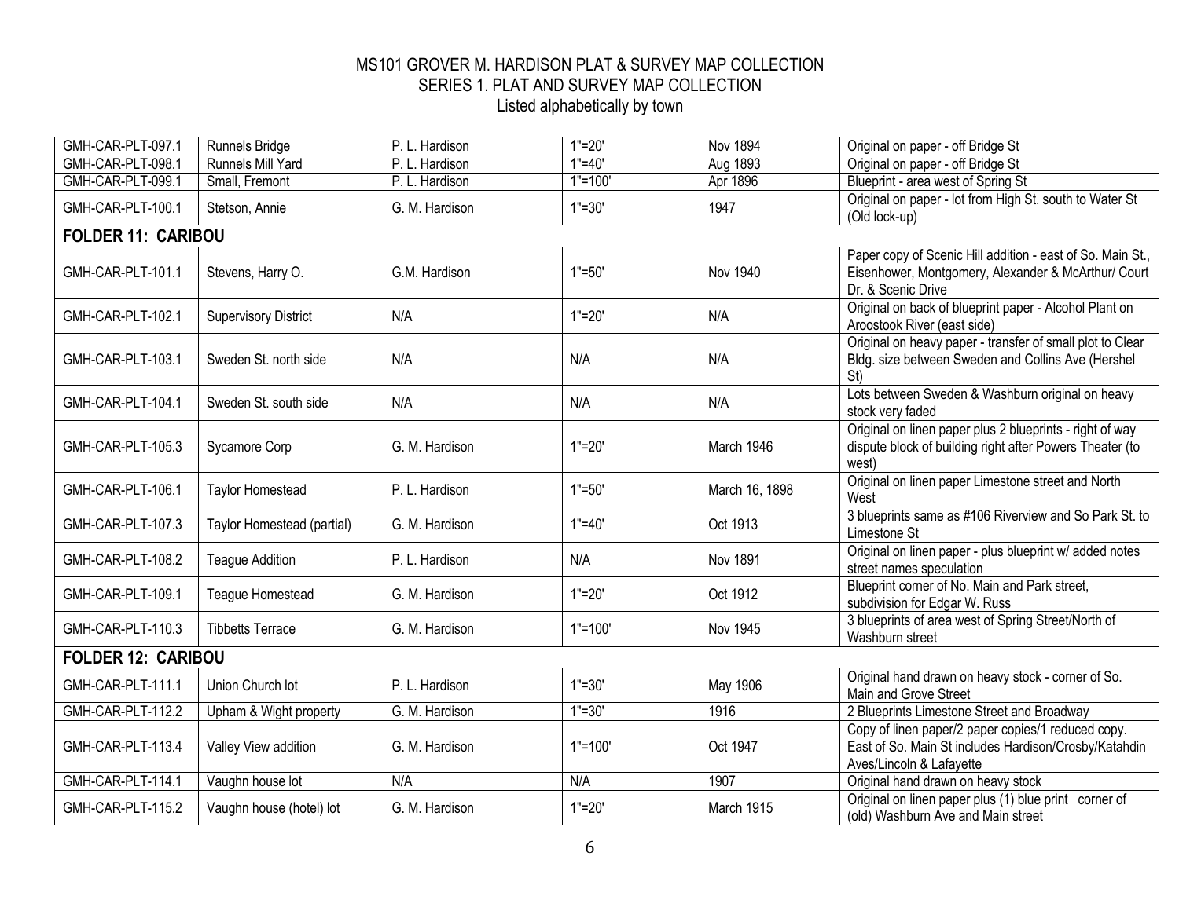MS101 GROVER M. HARDISON PLAT & SURVEY MAP COLLECTION
SERIES 1. PLAT AND SURVEY MAP COLLECTION
Listed alphabetically by town

| | | | | | |
|---|---|---|---|---|---|
| GMH-CAR-PLT-097.1 | Runnels Bridge | P. L. Hardison | 1"=20' | Nov 1894 | Original on paper - off Bridge St |
| GMH-CAR-PLT-098.1 | Runnels Mill Yard | P. L. Hardison | 1"=40' | Aug 1893 | Original on paper - off Bridge St |
| GMH-CAR-PLT-099.1 | Small, Fremont | P. L. Hardison | 1"=100' | Apr 1896 | Blueprint - area west of Spring St |
| GMH-CAR-PLT-100.1 | Stetson, Annie | G. M. Hardison | 1"=30' | 1947 | Original on paper - lot from High St. south to Water St (Old lock-up) |
| **FOLDER 11: CARIBOU** | | | | | |
| GMH-CAR-PLT-101.1 | Stevens, Harry O. | G.M. Hardison | 1"=50' | Nov 1940 | Paper copy of Scenic Hill addition - east of So. Main St., Eisenhower, Montgomery, Alexander & McArthur/ Court Dr. & Scenic Drive |
| GMH-CAR-PLT-102.1 | Supervisory District | N/A | 1"=20' | N/A | Original on back of blueprint paper - Alcohol Plant on Aroostook River (east side) |
| GMH-CAR-PLT-103.1 | Sweden St. north side | N/A | N/A | N/A | Original on heavy paper - transfer of small plot to Clear Bldg. size between Sweden and Collins Ave (Hershel St) |
| GMH-CAR-PLT-104.1 | Sweden St. south side | N/A | N/A | N/A | Lots between Sweden & Washburn original on heavy stock very faded |
| GMH-CAR-PLT-105.3 | Sycamore Corp | G. M. Hardison | 1"=20' | March 1946 | Original on linen paper plus 2 blueprints - right of way dispute block of building right after Powers Theater (to west) |
| GMH-CAR-PLT-106.1 | Taylor Homestead | P. L. Hardison | 1"=50' | March 16, 1898 | Original on linen paper Limestone street and North West |
| GMH-CAR-PLT-107.3 | Taylor Homestead (partial) | G. M. Hardison | 1"=40' | Oct 1913 | 3 blueprints same as #106 Riverview and So Park St. to Limestone St |
| GMH-CAR-PLT-108.2 | Teague Addition | P. L. Hardison | N/A | Nov 1891 | Original on linen paper - plus blueprint w/ added notes street names speculation |
| GMH-CAR-PLT-109.1 | Teague Homestead | G. M. Hardison | 1"=20' | Oct 1912 | Blueprint corner of No. Main and Park street, subdivision for Edgar W. Russ |
| GMH-CAR-PLT-110.3 | Tibbetts Terrace | G. M. Hardison | 1"=100' | Nov 1945 | 3 blueprints of area west of Spring Street/North of Washburn street |
| **FOLDER 12: CARIBOU** | | | | | |
| GMH-CAR-PLT-111.1 | Union Church lot | P. L. Hardison | 1"=30' | May 1906 | Original hand drawn on heavy stock - corner of So. Main and Grove Street |
| GMH-CAR-PLT-112.2 | Upham & Wight property | G. M. Hardison | 1"=30' | 1916 | 2 Blueprints Limestone Street and Broadway |
| GMH-CAR-PLT-113.4 | Valley View addition | G. M. Hardison | 1"=100' | Oct 1947 | Copy of linen paper/2 paper copies/1 reduced copy. East of So. Main St includes Hardison/Crosby/Katahdin Aves/Lincoln & Lafayette |
| GMH-CAR-PLT-114.1 | Vaughn house lot | N/A | N/A | 1907 | Original hand drawn on heavy stock |
| GMH-CAR-PLT-115.2 | Vaughn house (hotel) lot | G. M. Hardison | 1"=20' | March 1915 | Original on linen paper plus (1) blue print corner of (old) Washburn Ave and Main street |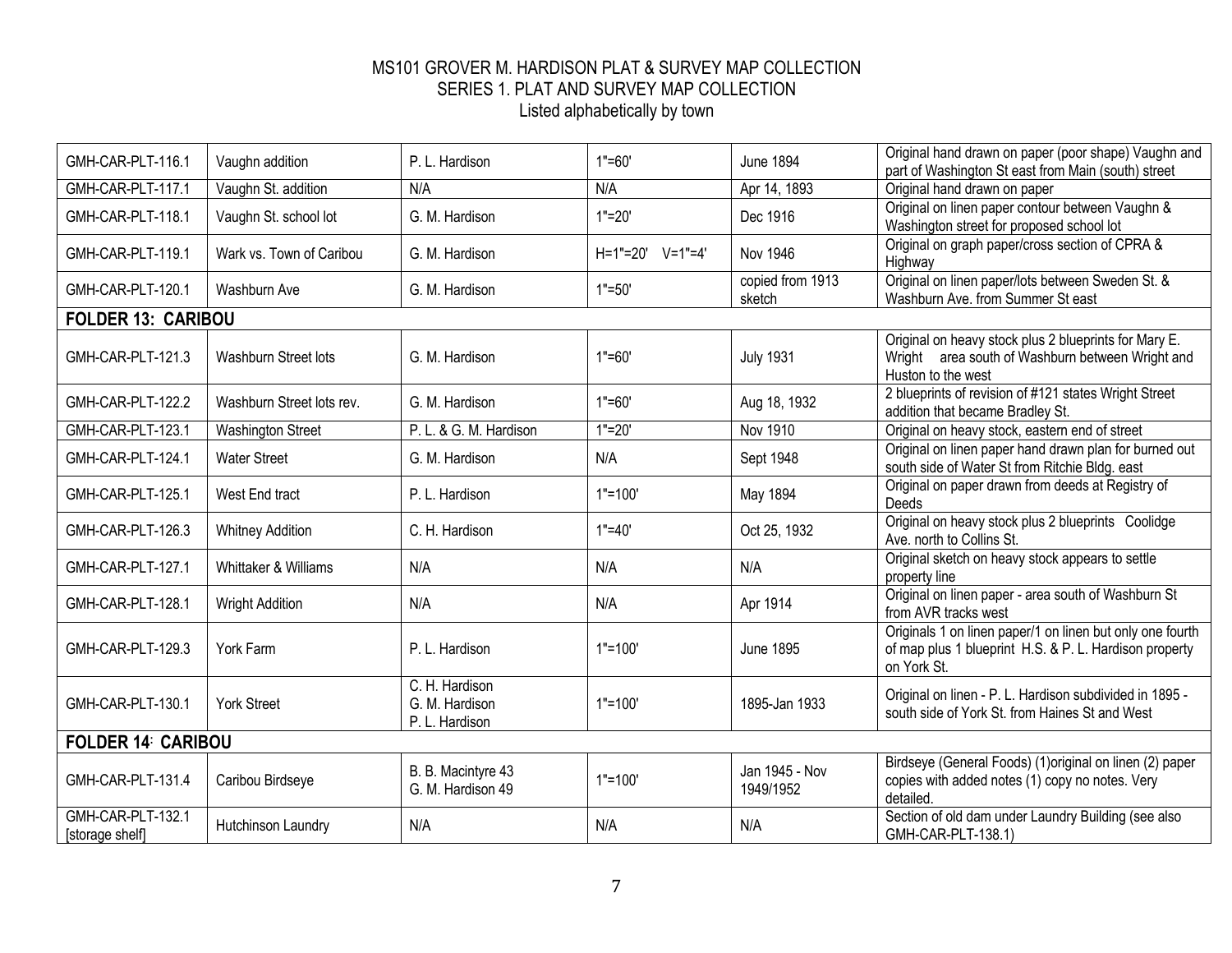# MS101 GROVER M. HARDISON PLAT & SURVEY MAP COLLECTION

## SERIES 1. PLAT AND SURVEY MAP COLLECTION

Listed alphabetically by town

| | | | | | |
|---|---|---|---|---|---|
| GMH-CAR-PLT-116.1 | Vaughn addition | P. L. Hardison | 1"=60' | June 1894 | Original hand drawn on paper (poor shape) Vaughn and part of Washington St east from Main (south) street |
| GMH-CAR-PLT-117.1 | Vaughn St. addition | N/A | N/A | Apr 14, 1893 | Original hand drawn on paper |
| GMH-CAR-PLT-118.1 | Vaughn St. school lot | G. M. Hardison | 1"=20' | Dec 1916 | Original on linen paper contour between Vaughn & Washington street for proposed school lot |
| GMH-CAR-PLT-119.1 | Wark vs. Town of Caribou | G. M. Hardison | H=1"=20' V=1"=4' | Nov 1946 | Original on graph paper/cross section of CPRA & Highway |
| GMH-CAR-PLT-120.1 | Washburn Ave | G. M. Hardison | 1"=50' | copied from 1913 sketch | Original on linen paper/lots between Sweden St. & Washburn Ave. from Summer St east |
| **FOLDER 13: CARIBOU** | | | | | |
| GMH-CAR-PLT-121.3 | Washburn Street lots | G. M. Hardison | 1"=60' | July 1931 | Original on heavy stock plus 2 blueprints for Mary E. Wright area south of Washburn between Wright and Huston to the west |
| GMH-CAR-PLT-122.2 | Washburn Street lots rev. | G. M. Hardison | 1"=60' | Aug 18, 1932 | 2 blueprints of revision of #121 states Wright Street addition that became Bradley St. |
| GMH-CAR-PLT-123.1 | Washington Street | P. L. & G. M. Hardison | 1"=20' | Nov 1910 | Original on heavy stock, eastern end of street |
| GMH-CAR-PLT-124.1 | Water Street | G. M. Hardison | N/A | Sept 1948 | Original on linen paper hand drawn plan for burned out south side of Water St from Ritchie Bldg. east |
| GMH-CAR-PLT-125.1 | West End tract | P. L. Hardison | 1"=100' | May 1894 | Original on paper drawn from deeds at Registry of Deeds |
| GMH-CAR-PLT-126.3 | Whitney Addition | C. H. Hardison | 1"=40' | Oct 25, 1932 | Original on heavy stock plus 2 blueprints Coolidge Ave. north to Collins St. |
| GMH-CAR-PLT-127.1 | Whittaker & Williams | N/A | N/A | N/A | Original sketch on heavy stock appears to settle property line |
| GMH-CAR-PLT-128.1 | Wright Addition | N/A | N/A | Apr 1914 | Original on linen paper - area south of Washburn St from AVR tracks west |
| GMH-CAR-PLT-129.3 | York Farm | P. L. Hardison | 1"=100' | June 1895 | Originals 1 on linen paper/1 on linen but only one fourth of map plus 1 blueprint H.S. & P. L. Hardison property on York St. |
| GMH-CAR-PLT-130.1 | York Street | C. H. Hardison G. M. Hardison P. L. Hardison | 1"=100' | 1895-Jan 1933 | Original on linen - P. L. Hardison subdivided in 1895 - south side of York St. from Haines St and West |
| **FOLDER 14: CARIBOU** | | | | | |
| GMH-CAR-PLT-131.4 | Caribou Birdseye | B. B. Macintyre 43 G. M. Hardison 49 | 1"=100' | Jan 1945 - Nov 1949/1952 | Birdseye (General Foods) (1)original on linen (2) paper copies with added notes (1) copy no notes. Very detailed. |
| GMH-CAR-PLT-132.1 [storage shelf] | Hutchinson Laundry | N/A | N/A | N/A | Section of old dam under Laundry Building (see also GMH-CAR-PLT-138.1) |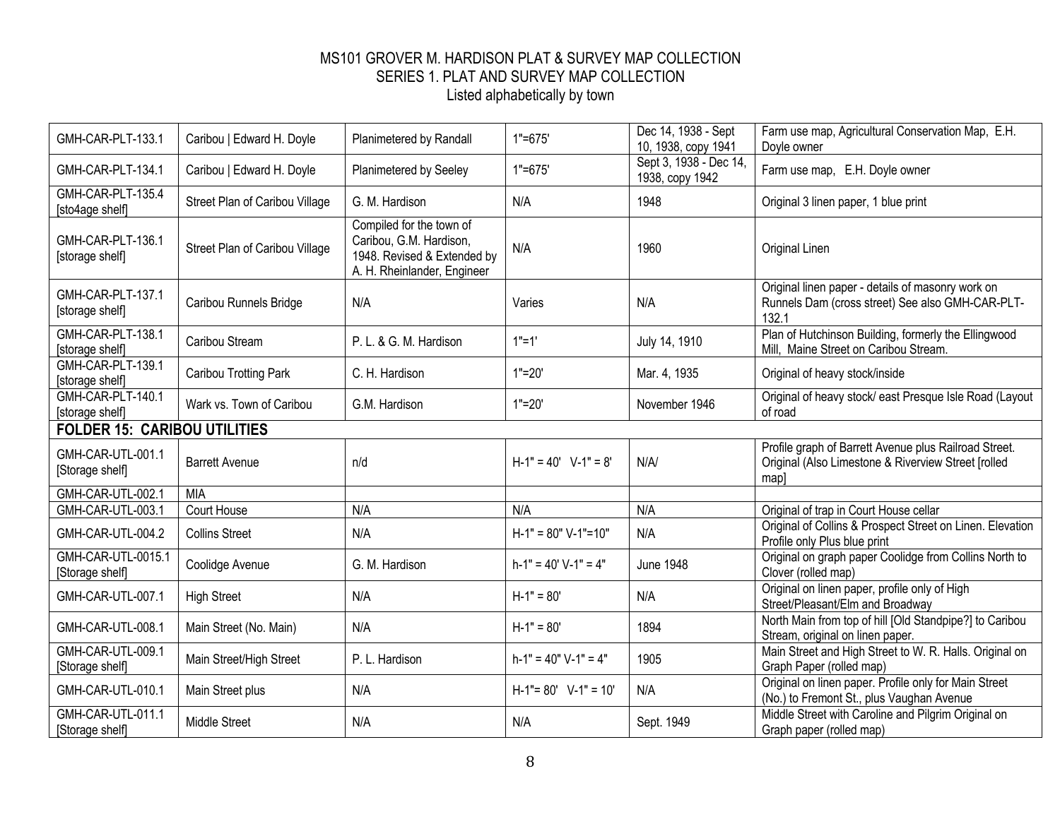MS101 GROVER M. HARDISON PLAT & SURVEY MAP COLLECTION
SERIES 1. PLAT AND SURVEY MAP COLLECTION
Listed alphabetically by town

| | | | | | |
|---|---|---|---|---|---|
| GMH-CAR-PLT-133.1 | Caribou \| Edward H. Doyle | Planimetered by Randall | 1"=675' | Dec 14, 1938 - Sept 10, 1938, copy 1941 | Farm use map, Agricultural Conservation Map, E.H. Doyle owner |
| GMH-CAR-PLT-134.1 | Caribou \| Edward H. Doyle | Planimetered by Seeley | 1"=675' | Sept 3, 1938 - Dec 14, 1938, copy 1942 | Farm use map, E.H. Doyle owner |
| GMH-CAR-PLT-135.4 [sto4age shelf] | Street Plan of Caribou Village | G. M. Hardison | N/A | 1948 | Original 3 linen paper, 1 blue print |
| GMH-CAR-PLT-136.1 [storage shelf] | Street Plan of Caribou Village | Compiled for the town of Caribou, G.M. Hardison, 1948. Revised & Extended by A. H. Rheinlander, Engineer | N/A | 1960 | Original Linen |
| GMH-CAR-PLT-137.1 [storage shelf] | Caribou Runnels Bridge | N/A | Varies | N/A | Original linen paper - details of masonry work on Runnels Dam (cross street) See also GMH-CAR-PLT-132.1 |
| GMH-CAR-PLT-138.1 [storage shelf] | Caribou Stream | P. L. & G. M. Hardison | 1"=1' | July 14, 1910 | Plan of Hutchinson Building, formerly the Ellingwood Mill, Maine Street on Caribou Stream. |
| GMH-CAR-PLT-139.1 [storage shelf] | Caribou Trotting Park | C. H. Hardison | 1"=20' | Mar. 4, 1935 | Original of heavy stock/inside |
| GMH-CAR-PLT-140.1 [storage shelf] | Wark vs. Town of Caribou | G.M. Hardison | 1"=20' | November 1946 | Original of heavy stock/ east Presque Isle Road (Layout of road |
| **FOLDER 15: CARIBOU UTILITIES** | | | | | |
| GMH-CAR-UTL-001.1 [Storage shelf] | Barrett Avenue | n/d | H-1" = 40' V-1" = 8' | N/A/ | Profile graph of Barrett Avenue plus Railroad Street. Original (Also Limestone & Riverview Street [rolled map] |
| GMH-CAR-UTL-002.1 | MIA | | | | |
| GMH-CAR-UTL-003.1 | Court House | N/A | N/A | N/A | Original of trap in Court House cellar |
| GMH-CAR-UTL-004.2 | Collins Street | N/A | H-1" = 80" V-1"=10" | N/A | Original of Collins & Prospect Street on Linen. Elevation Profile only Plus blue print |
| GMH-CAR-UTL-0015.1 [Storage shelf] | Coolidge Avenue | G. M. Hardison | h-1" = 40' V-1" = 4" | June 1948 | Original on graph paper Coolidge from Collins North to Clover (rolled map) |
| GMH-CAR-UTL-007.1 | High Street | N/A | H-1" = 80' | N/A | Original on linen paper, profile only of High Street/Pleasant/Elm and Broadway |
| GMH-CAR-UTL-008.1 | Main Street (No. Main) | N/A | H-1" = 80' | 1894 | North Main from top of hill [Old Standpipe?] to Caribou Stream, original on linen paper. |
| GMH-CAR-UTL-009.1 [Storage shelf] | Main Street/High Street | P. L. Hardison | h-1" = 40" V-1" = 4" | 1905 | Main Street and High Street to W. R. Halls. Original on Graph Paper (rolled map) |
| GMH-CAR-UTL-010.1 | Main Street plus | N/A | H-1"= 80' V-1" = 10' | N/A | Original on linen paper. Profile only for Main Street (No.) to Fremont St., plus Vaughan Avenue |
| GMH-CAR-UTL-011.1 [Storage shelf] | Middle Street | N/A | N/A | Sept. 1949 | Middle Street with Caroline and Pilgrim Original on Graph paper (rolled map) |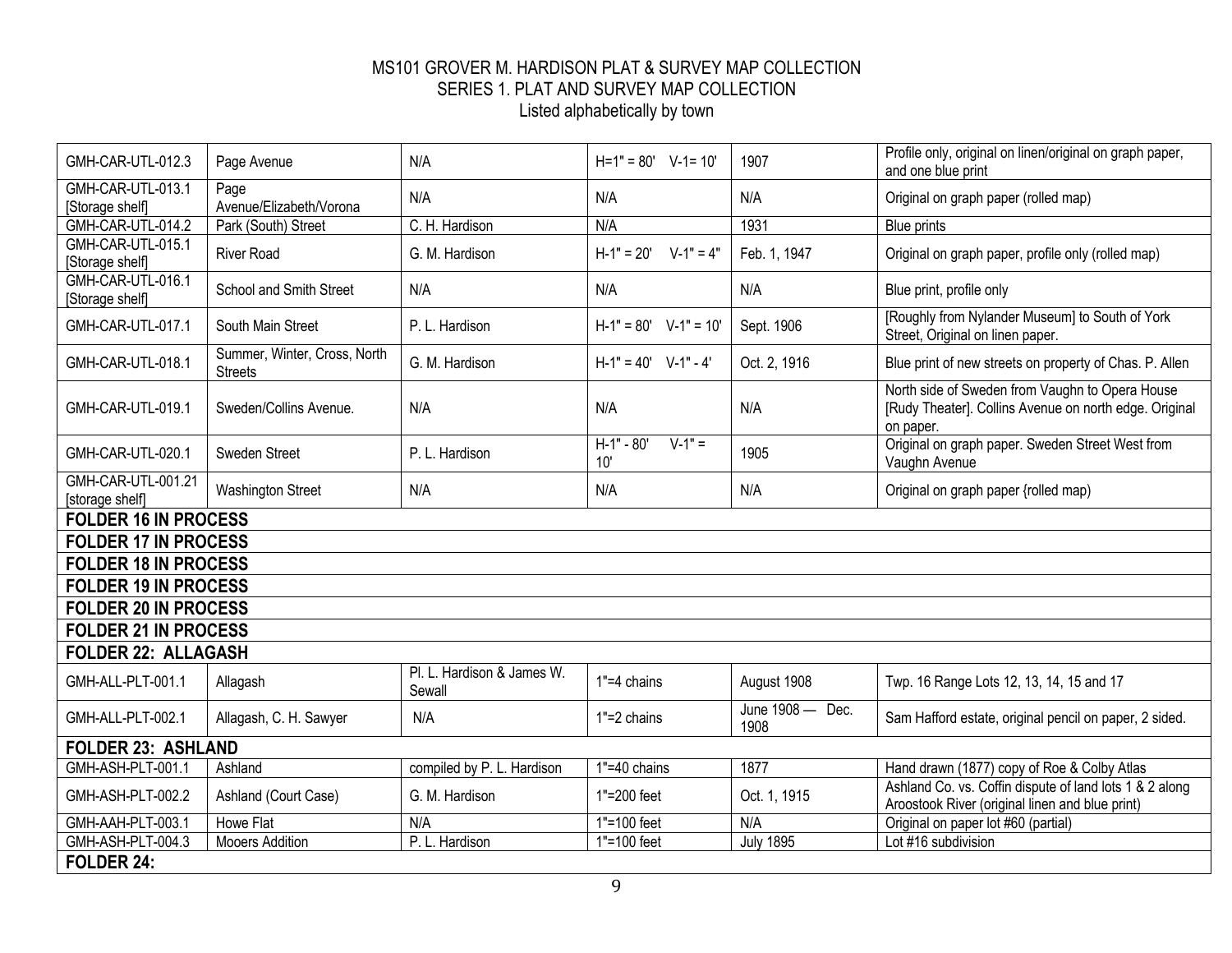MS101 GROVER M. HARDISON PLAT & SURVEY MAP COLLECTION
SERIES 1. PLAT AND SURVEY MAP COLLECTION
Listed alphabetically by town

| | | | | | |
|---|---|---|---|---|---|
| GMH-CAR-UTL-012.3 | Page Avenue | N/A | H=1" = 80' V-1= 10' | 1907 | Profile only, original on linen/original on graph paper, and one blue print |
| GMH-CAR-UTL-013.1 [Storage shelf] | Page Avenue/Elizabeth/Vorona | N/A | N/A | N/A | Original on graph paper (rolled map) |
| GMH-CAR-UTL-014.2 | Park (South) Street | C. H. Hardison | N/A | 1931 | Blue prints |
| GMH-CAR-UTL-015.1 [Storage shelf] | River Road | G. M. Hardison | H-1" = 20' V-1" = 4" | Feb. 1, 1947 | Original on graph paper, profile only (rolled map) |
| GMH-CAR-UTL-016.1 [Storage shelf] | School and Smith Street | N/A | N/A | N/A | Blue print, profile only |
| GMH-CAR-UTL-017.1 | South Main Street | P. L. Hardison | H-1" = 80' V-1" = 10' | Sept. 1906 | [Roughly from Nylander Museum] to South of York Street, Original on linen paper. |
| GMH-CAR-UTL-018.1 | Summer, Winter, Cross, North Streets | G. M. Hardison | H-1" = 40' V-1" - 4' | Oct. 2, 1916 | Blue print of new streets on property of Chas. P. Allen |
| GMH-CAR-UTL-019.1 | Sweden/Collins Avenue. | N/A | N/A | N/A | North side of Sweden from Vaughn to Opera House [Rudy Theater]. Collins Avenue on north edge. Original on paper. |
| GMH-CAR-UTL-020.1 | Sweden Street | P. L. Hardison | H-1" - 80' V-1" = 10' | 1905 | Original on graph paper. Sweden Street West from Vaughn Avenue |
| GMH-CAR-UTL-001.21 [storage shelf] | Washington Street | N/A | N/A | N/A | Original on graph paper {rolled map) |
| **FOLDER 16 IN PROCESS** | | | | | |
| **FOLDER 17 IN PROCESS** | | | | | |
| **FOLDER 18 IN PROCESS** | | | | | |
| **FOLDER 19 IN PROCESS** | | | | | |
| **FOLDER 20 IN PROCESS** | | | | | |
| **FOLDER 21 IN PROCESS** | | | | | |
| **FOLDER 22: ALLAGASH** | | | | | |
| GMH-ALL-PLT-001.1 | Allagash | Pl. L. Hardison & James W. Sewall | 1"=4 chains | August 1908 | Twp. 16 Range Lots 12, 13, 14, 15 and 17 |
| GMH-ALL-PLT-002.1 | Allagash, C. H. Sawyer | N/A | 1"=2 chains | June 1908 — Dec. 1908 | Sam Hafford estate, original pencil on paper, 2 sided. |
| **FOLDER 23: ASHLAND** | | | | | |
| GMH-ASH-PLT-001.1 | Ashland | compiled by P. L. Hardison | 1"=40 chains | 1877 | Hand drawn (1877) copy of Roe & Colby Atlas |
| GMH-ASH-PLT-002.2 | Ashland (Court Case) | G. M. Hardison | 1"=200 feet | Oct. 1, 1915 | Ashland Co. vs. Coffin dispute of land lots 1 & 2 along Aroostook River (original linen and blue print) |
| GMH-AAH-PLT-003.1 | Howe Flat | N/A | 1"=100 feet | N/A | Original on paper lot #60 (partial) |
| GMH-ASH-PLT-004.3 | Mooers Addition | P. L. Hardison | 1"=100 feet | July 1895 | Lot #16 subdivision |
| **FOLDER 24:** | | | | | |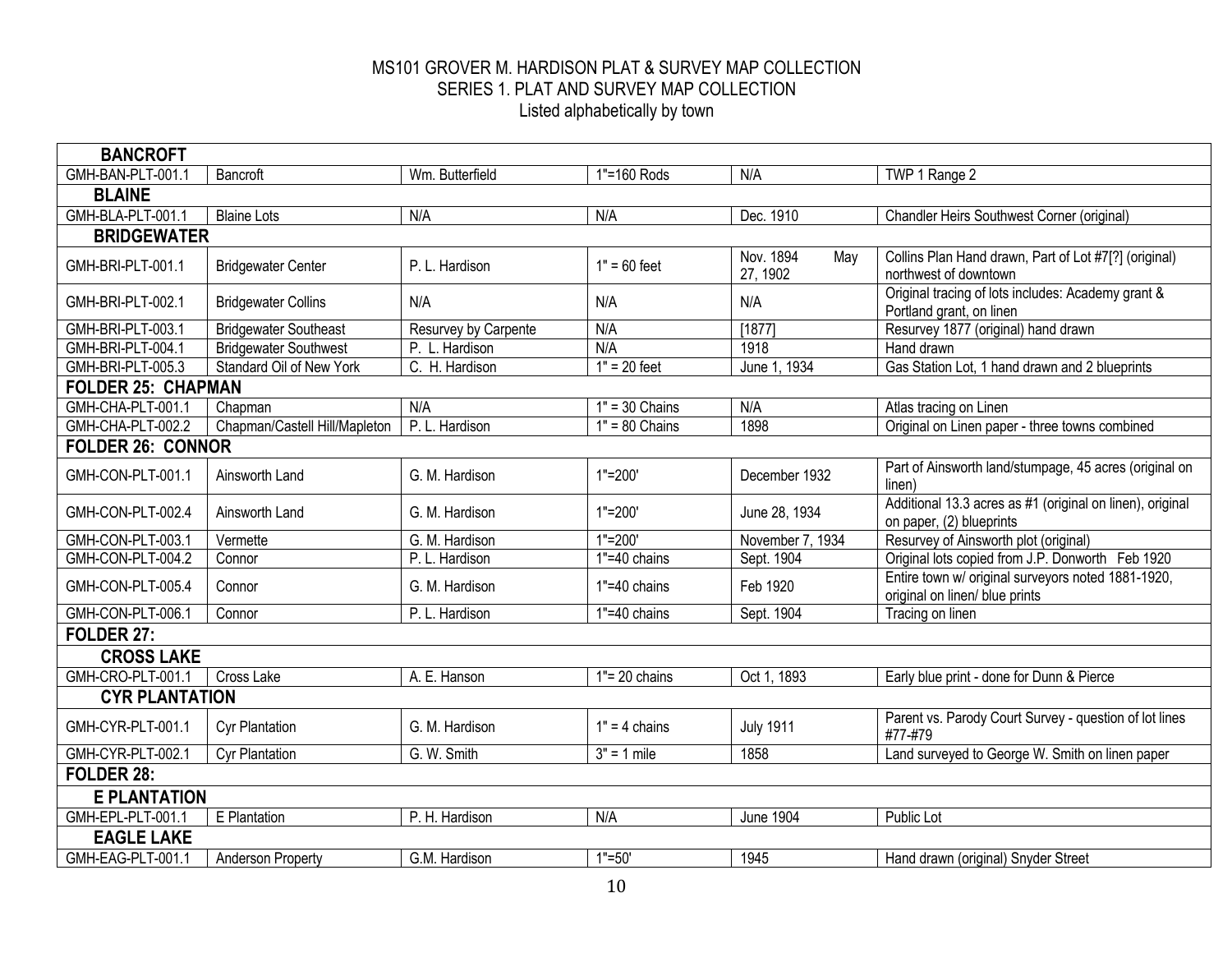# MS101 GROVER M. HARDISON PLAT & SURVEY MAP COLLECTION
## SERIES 1. PLAT AND SURVEY MAP COLLECTION
### Listed alphabetically by town

| **BANCROFT** | | | | | |
|---|---|---|---|---|---|
| GMH-BAN-PLT-001.1 | Bancroft | Wm. Butterfield | 1"=160 Rods | N/A | TWP 1 Range 2 |
| **BLAINE** | | | | | |
| GMH-BLA-PLT-001.1 | Blaine Lots | N/A | N/A | Dec. 1910 | Chandler Heirs Southwest Corner (original) |
| **BRIDGEWATER** | | | | | |
| GMH-BRI-PLT-001.1 | Bridgewater Center | P. L. Hardison | 1" = 60 feet | Nov. 1894 May 27, 1902 | Collins Plan Hand drawn, Part of Lot #7[?] (original) northwest of downtown |
| GMH-BRI-PLT-002.1 | Bridgewater Collins | N/A | N/A | N/A | Original tracing of lots includes: Academy grant & Portland grant, on linen |
| GMH-BRI-PLT-003.1 | Bridgewater Southeast | Resurvey by Carpente | N/A | [1877] | Resurvey 1877 (original) hand drawn |
| GMH-BRI-PLT-004.1 | Bridgewater Southwest | P. L. Hardison | N/A | 1918 | Hand drawn |
| GMH-BRI-PLT-005.3 | Standard Oil of New York | C. H. Hardison | 1" = 20 feet | June 1, 1934 | Gas Station Lot, 1 hand drawn and 2 blueprints |
| **FOLDER 25: CHAPMAN** | | | | | |
| GMH-CHA-PLT-001.1 | Chapman | N/A | 1" = 30 Chains | N/A | Atlas tracing on Linen |
| GMH-CHA-PLT-002.2 | Chapman/Castell Hill/Mapleton | P. L. Hardison | 1" = 80 Chains | 1898 | Original on Linen paper - three towns combined |
| **FOLDER 26: CONNOR** | | | | | |
| GMH-CON-PLT-001.1 | Ainsworth Land | G. M. Hardison | 1"=200' | December 1932 | Part of Ainsworth land/stumpage, 45 acres (original on linen) |
| GMH-CON-PLT-002.4 | Ainsworth Land | G. M. Hardison | 1"=200' | June 28, 1934 | Additional 13.3 acres as #1 (original on linen), original on paper, (2) blueprints |
| GMH-CON-PLT-003.1 | Vermette | G. M. Hardison | 1"=200' | November 7, 1934 | Resurvey of Ainsworth plot (original) |
| GMH-CON-PLT-004.2 | Connor | P. L. Hardison | 1"=40 chains | Sept. 1904 | Original lots copied from J.P. Donworth Feb 1920 |
| GMH-CON-PLT-005.4 | Connor | G. M. Hardison | 1"=40 chains | Feb 1920 | Entire town w/ original surveyors noted 1881-1920, original on linen/ blue prints |
| GMH-CON-PLT-006.1 | Connor | P. L. Hardison | 1"=40 chains | Sept. 1904 | Tracing on linen |
| **FOLDER 27:** | | | | | |
| **CROSS LAKE** | | | | | |
| GMH-CRO-PLT-001.1 | Cross Lake | A. E. Hanson | 1"= 20 chains | Oct 1, 1893 | Early blue print - done for Dunn & Pierce |
| **CYR PLANTATION** | | | | | |
| GMH-CYR-PLT-001.1 | Cyr Plantation | G. M. Hardison | 1" = 4 chains | July 1911 | Parent vs. Parody Court Survey - question of lot lines #77-#79 |
| GMH-CYR-PLT-002.1 | Cyr Plantation | G. W. Smith | 3" = 1 mile | 1858 | Land surveyed to George W. Smith on linen paper |
| **FOLDER 28:** | | | | | |
| **E PLANTATION** | | | | | |
| GMH-EPL-PLT-001.1 | E Plantation | P. H. Hardison | N/A | June 1904 | Public Lot |
| **EAGLE LAKE** | | | | | |
| GMH-EAG-PLT-001.1 | Anderson Property | G.M. Hardison | 1"=50' | 1945 | Hand drawn (original) Snyder Street |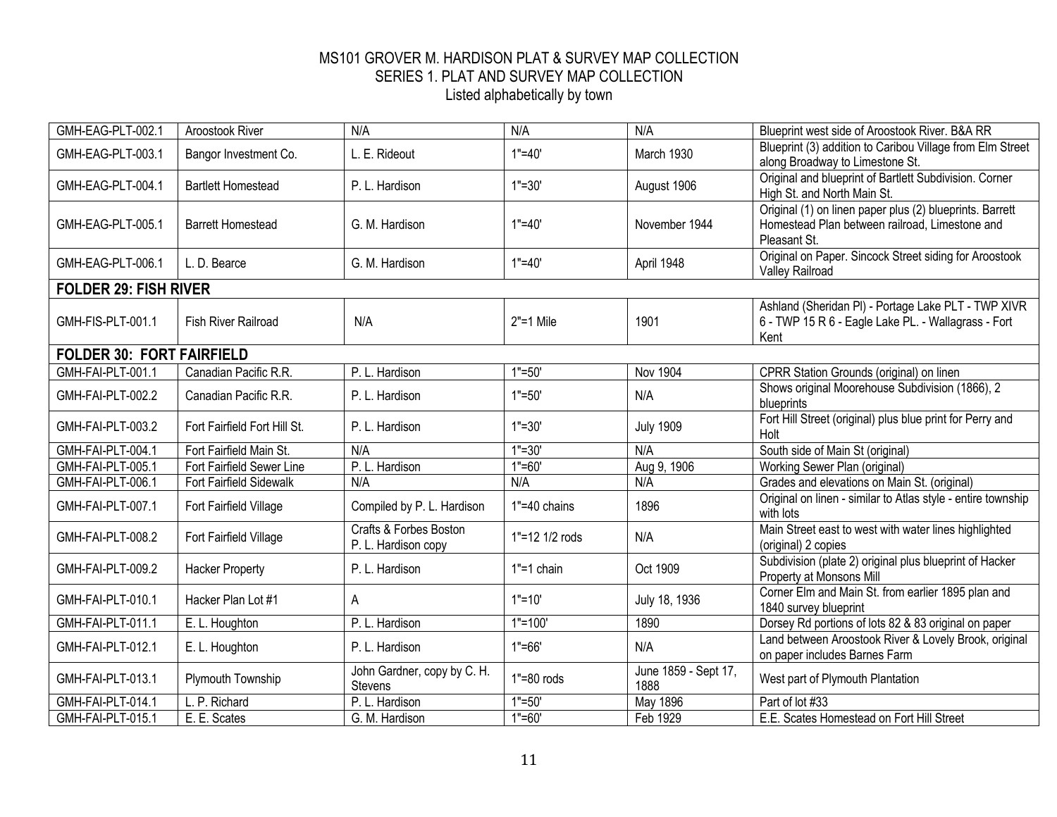# MS101 GROVER M. HARDISON PLAT & SURVEY MAP COLLECTION
## SERIES 1. PLAT AND SURVEY MAP COLLECTION
Listed alphabetically by town

| | | | | | |
|---|---|---|---|---|---|
| GMH-EAG-PLT-002.1 | Aroostook River | N/A | N/A | N/A | Blueprint west side of Aroostook River. B&A RR |
| GMH-EAG-PLT-003.1 | Bangor Investment Co. | L. E. Rideout | 1"=40' | March 1930 | Blueprint (3) addition to Caribou Village from Elm Street along Broadway to Limestone St. |
| GMH-EAG-PLT-004.1 | Bartlett Homestead | P. L. Hardison | 1"=30' | August 1906 | Original and blueprint of Bartlett Subdivision. Corner High St. and North Main St. |
| GMH-EAG-PLT-005.1 | Barrett Homestead | G. M. Hardison | 1"=40' | November 1944 | Original (1) on linen paper plus (2) blueprints. Barrett Homestead Plan between railroad, Limestone and Pleasant St. |
| GMH-EAG-PLT-006.1 | L. D. Bearce | G. M. Hardison | 1"=40' | April 1948 | Original on Paper. Sincock Street siding for Aroostook Valley Railroad |
| **FOLDER 29: FISH RIVER** | | | | | |
| GMH-FIS-PLT-001.1 | Fish River Railroad | N/A | 2"=1 Mile | 1901 | Ashland (Sheridan Pl) - Portage Lake PLT - TWP XIVR 6 - TWP 15 R 6 - Eagle Lake PL. - Wallagrass - Fort Kent |
| **FOLDER 30: FORT FAIRFIELD** | | | | | |
| GMH-FAI-PLT-001.1 | Canadian Pacific R.R. | P. L. Hardison | 1"=50' | Nov 1904 | CPRR Station Grounds (original) on linen |
| GMH-FAI-PLT-002.2 | Canadian Pacific R.R. | P. L. Hardison | 1"=50' | N/A | Shows original Moorehouse Subdivision (1866), 2 blueprints |
| GMH-FAI-PLT-003.2 | Fort Fairfield Fort Hill St. | P. L. Hardison | 1"=30' | July 1909 | Fort Hill Street (original) plus blue print for Perry and Holt |
| GMH-FAI-PLT-004.1 | Fort Fairfield Main St. | N/A | 1"=30' | N/A | South side of Main St (original) |
| GMH-FAI-PLT-005.1 | Fort Fairfield Sewer Line | P. L. Hardison | 1"=60' | Aug 9, 1906 | Working Sewer Plan (original) |
| GMH-FAI-PLT-006.1 | Fort Fairfield Sidewalk | N/A | N/A | N/A | Grades and elevations on Main St. (original) |
| GMH-FAI-PLT-007.1 | Fort Fairfield Village | Compiled by P. L. Hardison | 1"=40 chains | 1896 | Original on linen - similar to Atlas style - entire township with lots |
| GMH-FAI-PLT-008.2 | Fort Fairfield Village | Crafts & Forbes Boston P. L. Hardison copy | 1"=12 1/2 rods | N/A | Main Street east to west with water lines highlighted (original) 2 copies |
| GMH-FAI-PLT-009.2 | Hacker Property | P. L. Hardison | 1"=1 chain | Oct 1909 | Subdivision (plate 2) original plus blueprint of Hacker Property at Monsons Mill |
| GMH-FAI-PLT-010.1 | Hacker Plan Lot #1 | A | 1"=10' | July 18, 1936 | Corner Elm and Main St. from earlier 1895 plan and 1840 survey blueprint |
| GMH-FAI-PLT-011.1 | E. L. Houghton | P. L. Hardison | 1"=100' | 1890 | Dorsey Rd portions of lots 82 & 83 original on paper |
| GMH-FAI-PLT-012.1 | E. L. Houghton | P. L. Hardison | 1"=66' | N/A | Land between Aroostook River & Lovely Brook, original on paper includes Barnes Farm |
| GMH-FAI-PLT-013.1 | Plymouth Township | John Gardner, copy by C. H. Stevens | 1"=80 rods | June 1859 - Sept 17, 1888 | West part of Plymouth Plantation |
| GMH-FAI-PLT-014.1 | L. P. Richard | P. L. Hardison | 1"=50' | May 1896 | Part of lot #33 |
| GMH-FAI-PLT-015.1 | E. E. Scates | G. M. Hardison | 1"=60' | Feb 1929 | E.E. Scates Homestead on Fort Hill Street |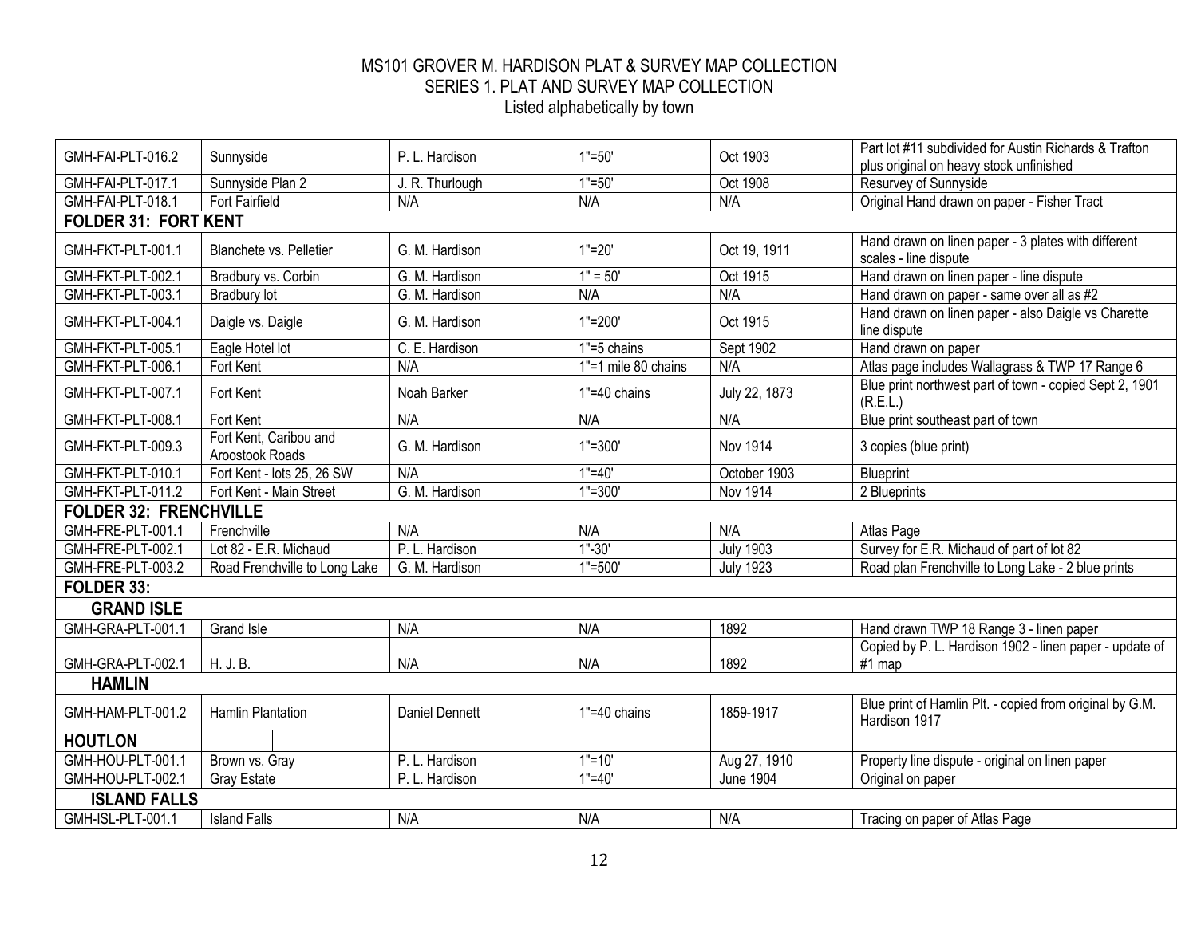# MS101 GROVER M. HARDISON PLAT & SURVEY MAP COLLECTION
## SERIES 1. PLAT AND SURVEY MAP COLLECTION
### Listed alphabetically by town

| | | | | | |
|---|---|---|---|---|---|
| GMH-FAI-PLT-016.2 | Sunnyside | P. L. Hardison | 1"=50' | Oct 1903 | Part lot #11 subdivided for Austin Richards & Trafton plus original on heavy stock unfinished |
| GMH-FAI-PLT-017.1 | Sunnyside Plan 2 | J. R. Thurlough | 1"=50' | Oct 1908 | Resurvey of Sunnyside |
| GMH-FAI-PLT-018.1 | Fort Fairfield | N/A | N/A | N/A | Original Hand drawn on paper - Fisher Tract |
| **FOLDER 31: FORT KENT** | | | | | |
| GMH-FKT-PLT-001.1 | Blanchete vs. Pelletier | G. M. Hardison | 1"=20' | Oct 19, 1911 | Hand drawn on linen paper - 3 plates with different scales - line dispute |
| GMH-FKT-PLT-002.1 | Bradbury vs. Corbin | G. M. Hardison | 1" = 50' | Oct 1915 | Hand drawn on linen paper - line dispute |
| GMH-FKT-PLT-003.1 | Bradbury lot | G. M. Hardison | N/A | N/A | Hand drawn on paper - same over all as #2 |
| GMH-FKT-PLT-004.1 | Daigle vs. Daigle | G. M. Hardison | 1"=200' | Oct 1915 | Hand drawn on linen paper - also Daigle vs Charette line dispute |
| GMH-FKT-PLT-005.1 | Eagle Hotel lot | C. E. Hardison | 1"=5 chains | Sept 1902 | Hand drawn on paper |
| GMH-FKT-PLT-006.1 | Fort Kent | N/A | 1"=1 mile 80 chains | N/A | Atlas page includes Wallagrass & TWP 17 Range 6 |
| GMH-FKT-PLT-007.1 | Fort Kent | Noah Barker | 1"=40 chains | July 22, 1873 | Blue print northwest part of town - copied Sept 2, 1901 (R.E.L.) |
| GMH-FKT-PLT-008.1 | Fort Kent | N/A | N/A | N/A | Blue print southeast part of town |
| GMH-FKT-PLT-009.3 | Fort Kent, Caribou and Aroostook Roads | G. M. Hardison | 1"=300' | Nov 1914 | 3 copies (blue print) |
| GMH-FKT-PLT-010.1 | Fort Kent - lots 25, 26 SW | N/A | 1"=40' | October 1903 | Blueprint |
| GMH-FKT-PLT-011.2 | Fort Kent - Main Street | G. M. Hardison | 1"=300' | Nov 1914 | 2 Blueprints |
| **FOLDER 32: FRENCHVILLE** | | | | | |
| GMH-FRE-PLT-001.1 | Frenchville | N/A | N/A | N/A | Atlas Page |
| GMH-FRE-PLT-002.1 | Lot 82 - E.R. Michaud | P. L. Hardison | 1"-30' | July 1903 | Survey for E.R. Michaud of part of lot 82 |
| GMH-FRE-PLT-003.2 | Road Frenchville to Long Lake | G. M. Hardison | 1"=500' | July 1923 | Road plan Frenchville to Long Lake - 2 blue prints |
| **FOLDER 33:** | | | | | |
| **GRAND ISLE** | | | | | |
| GMH-GRA-PLT-001.1 | Grand Isle | N/A | N/A | 1892 | Hand drawn TWP 18 Range 3 - linen paper |
| GMH-GRA-PLT-002.1 | H. J. B. | N/A | N/A | 1892 | Copied by P. L. Hardison 1902 - linen paper - update of #1 map |
| **HAMLIN** | | | | | |
| GMH-HAM-PLT-001.2 | Hamlin Plantation | Daniel Dennett | 1"=40 chains | 1859-1917 | Blue print of Hamlin Plt. - copied from original by G.M. Hardison 1917 |
| **HOUTLON** | | | | | |
| GMH-HOU-PLT-001.1 | Brown vs. Gray | P. L. Hardison | 1"=10' | Aug 27, 1910 | Property line dispute - original on linen paper |
| GMH-HOU-PLT-002.1 | Gray Estate | P. L. Hardison | 1"=40' | June 1904 | Original on paper |
| **ISLAND FALLS** | | | | | |
| GMH-ISL-PLT-001.1 | Island Falls | N/A | N/A | N/A | Tracing on paper of Atlas Page |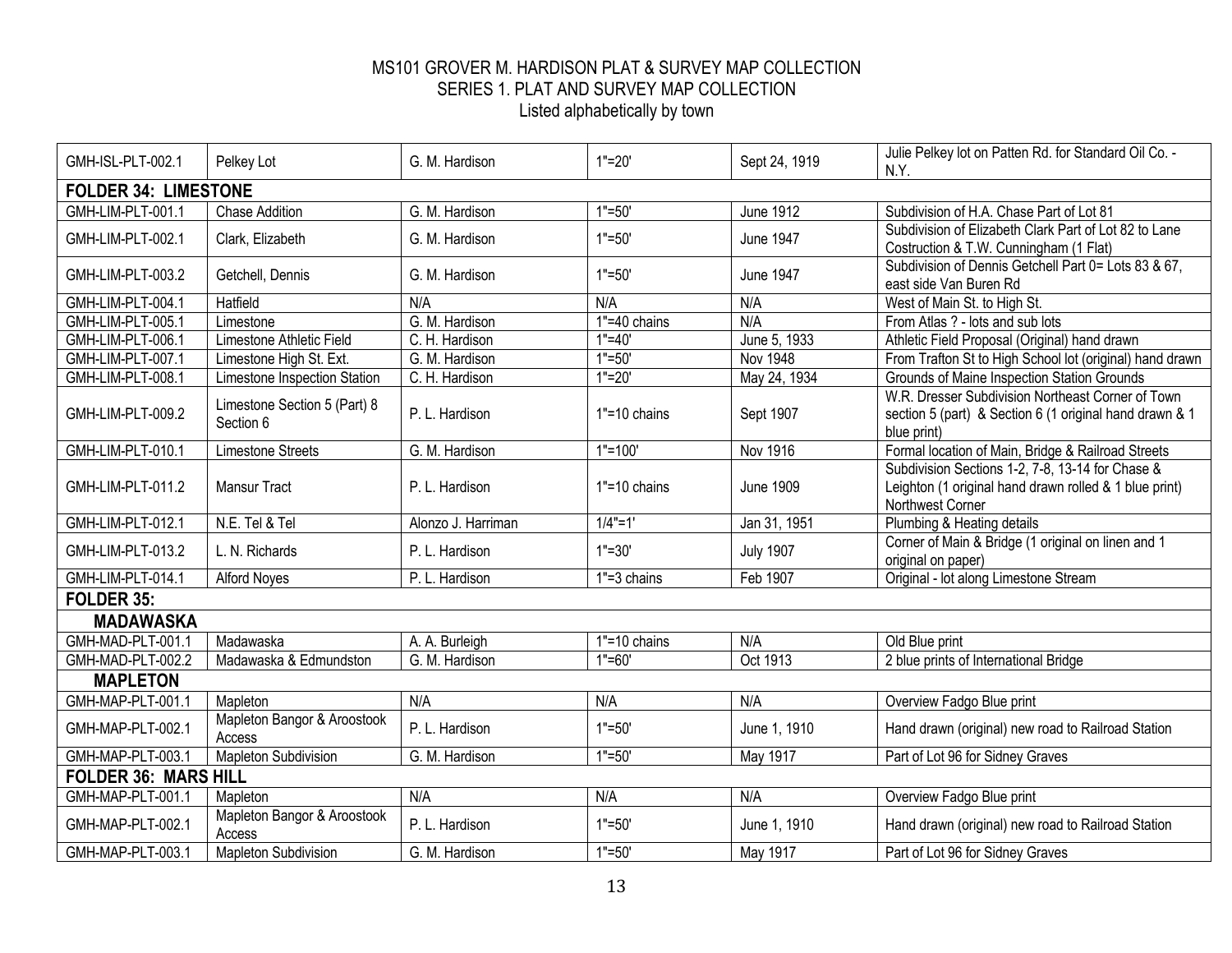# MS101 GROVER M. HARDISON PLAT & SURVEY MAP COLLECTION
## SERIES 1. PLAT AND SURVEY MAP COLLECTION
Listed alphabetically by town

| | | | | | |
|---|---|---|---|---|---|
| GMH-ISL-PLT-002.1 | Pelkey Lot | G. M. Hardison | 1"=20' | Sept 24, 1919 | Julie Pelkey lot on Patten Rd. for Standard Oil Co. - N.Y. |
| **FOLDER 34: LIMESTONE** | | | | | |
| GMH-LIM-PLT-001.1 | Chase Addition | G. M. Hardison | 1"=50' | June 1912 | Subdivision of H.A. Chase Part of Lot 81 |
| GMH-LIM-PLT-002.1 | Clark, Elizabeth | G. M. Hardison | 1"=50' | June 1947 | Subdivision of Elizabeth Clark Part of Lot 82 to Lane Costruction & T.W. Cunningham (1 Flat) |
| GMH-LIM-PLT-003.2 | Getchell, Dennis | G. M. Hardison | 1"=50' | June 1947 | Subdivision of Dennis Getchell Part 0= Lots 83 & 67, east side Van Buren Rd |
| GMH-LIM-PLT-004.1 | Hatfield | N/A | N/A | N/A | West of Main St. to High St. |
| GMH-LIM-PLT-005.1 | Limestone | G. M. Hardison | 1"=40 chains | N/A | From Atlas ? - lots and sub lots |
| GMH-LIM-PLT-006.1 | Limestone Athletic Field | C. H. Hardison | 1"=40' | June 5, 1933 | Athletic Field Proposal (Original) hand drawn |
| GMH-LIM-PLT-007.1 | Limestone High St. Ext. | G. M. Hardison | 1"=50' | Nov 1948 | From Trafton St to High School lot (original) hand drawn |
| GMH-LIM-PLT-008.1 | Limestone Inspection Station | C. H. Hardison | 1"=20' | May 24, 1934 | Grounds of Maine Inspection Station Grounds |
| GMH-LIM-PLT-009.2 | Limestone Section 5 (Part) 8 Section 6 | P. L. Hardison | 1"=10 chains | Sept 1907 | W.R. Dresser Subdivision Northeast Corner of Town section 5 (part) & Section 6 (1 original hand drawn & 1 blue print) |
| GMH-LIM-PLT-010.1 | Limestone Streets | G. M. Hardison | 1"=100' | Nov 1916 | Formal location of Main, Bridge & Railroad Streets |
| GMH-LIM-PLT-011.2 | Mansur Tract | P. L. Hardison | 1"=10 chains | June 1909 | Subdivision Sections 1-2, 7-8, 13-14 for Chase & Leighton (1 original hand drawn rolled & 1 blue print) Northwest Corner |
| GMH-LIM-PLT-012.1 | N.E. Tel & Tel | Alonzo J. Harriman | 1/4"=1' | Jan 31, 1951 | Plumbing & Heating details |
| GMH-LIM-PLT-013.2 | L. N. Richards | P. L. Hardison | 1"=30' | July 1907 | Corner of Main & Bridge (1 original on linen and 1 original on paper) |
| GMH-LIM-PLT-014.1 | Alford Noyes | P. L. Hardison | 1"=3 chains | Feb 1907 | Original - lot along Limestone Stream |
| **FOLDER 35:** | | | | | |
| **MADAWASKA** | | | | | |
| GMH-MAD-PLT-001.1 | Madawaska | A. A. Burleigh | 1"=10 chains | N/A | Old Blue print |
| GMH-MAD-PLT-002.2 | Madawaska & Edmundston | G. M. Hardison | 1"=60' | Oct 1913 | 2 blue prints of International Bridge |
| **MAPLETON** | | | | | |
| GMH-MAP-PLT-001.1 | Mapleton | N/A | N/A | N/A | Overview Fadgo Blue print |
| GMH-MAP-PLT-002.1 | Mapleton Bangor & Aroostook Access | P. L. Hardison | 1"=50' | June 1, 1910 | Hand drawn (original) new road to Railroad Station |
| GMH-MAP-PLT-003.1 | Mapleton Subdivision | G. M. Hardison | 1"=50' | May 1917 | Part of Lot 96 for Sidney Graves |
| **FOLDER 36: MARS HILL** | | | | | |
| GMH-MAP-PLT-001.1 | Mapleton | N/A | N/A | N/A | Overview Fadgo Blue print |
| GMH-MAP-PLT-002.1 | Mapleton Bangor & Aroostook Access | P. L. Hardison | 1"=50' | June 1, 1910 | Hand drawn (original) new road to Railroad Station |
| GMH-MAP-PLT-003.1 | Mapleton Subdivision | G. M. Hardison | 1"=50' | May 1917 | Part of Lot 96 for Sidney Graves |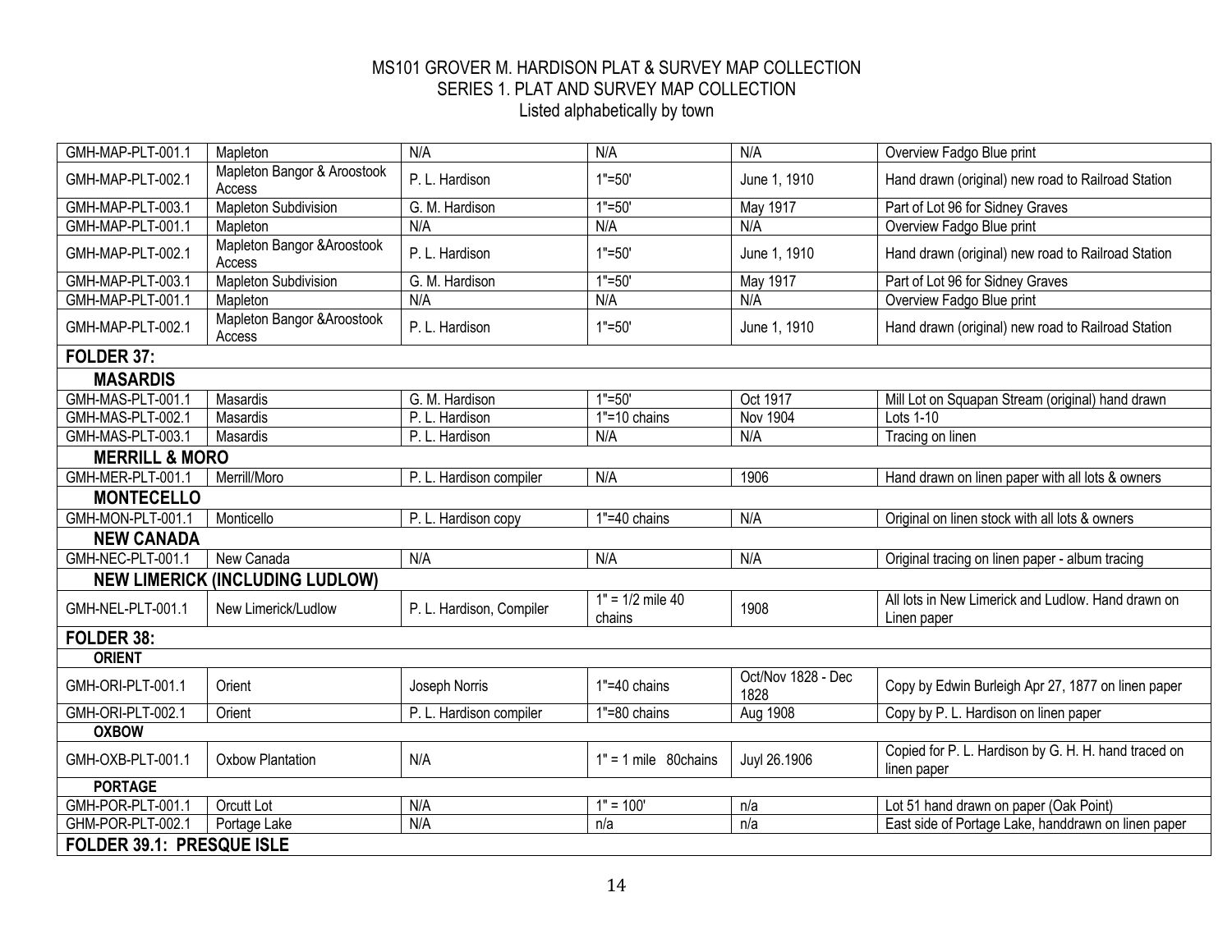# MS101 GROVER M. HARDISON PLAT & SURVEY MAP COLLECTION
## SERIES 1. PLAT AND SURVEY MAP COLLECTION
### Listed alphabetically by town

| | | | | | |
|---|---|---|---|---|---|
| GMH-MAP-PLT-001.1 | Mapleton | N/A | N/A | N/A | Overview Fadgo Blue print |
| GMH-MAP-PLT-002.1 | Mapleton Bangor & Aroostook Access | P. L. Hardison | 1"=50' | June 1, 1910 | Hand drawn (original) new road to Railroad Station |
| GMH-MAP-PLT-003.1 | Mapleton Subdivision | G. M. Hardison | 1"=50' | May 1917 | Part of Lot 96 for Sidney Graves |
| GMH-MAP-PLT-001.1 | Mapleton | N/A | N/A | N/A | Overview Fadgo Blue print |
| GMH-MAP-PLT-002.1 | Mapleton Bangor &Aroostook Access | P. L. Hardison | 1"=50' | June 1, 1910 | Hand drawn (original) new road to Railroad Station |
| GMH-MAP-PLT-003.1 | Mapleton Subdivision | G. M. Hardison | 1"=50' | May 1917 | Part of Lot 96 for Sidney Graves |
| GMH-MAP-PLT-001.1 | Mapleton | N/A | N/A | N/A | Overview Fadgo Blue print |
| GMH-MAP-PLT-002.1 | Mapleton Bangor &Aroostook Access | P. L. Hardison | 1"=50' | June 1, 1910 | Hand drawn (original) new road to Railroad Station |
| **FOLDER 37:** | | | | | |
| **MASARDIS** | | | | | |
| GMH-MAS-PLT-001.1 | Masardis | G. M. Hardison | 1"=50' | Oct 1917 | Mill Lot on Squapan Stream (original) hand drawn |
| GMH-MAS-PLT-002.1 | Masardis | P. L. Hardison | 1"=10 chains | Nov 1904 | Lots 1-10 |
| GMH-MAS-PLT-003.1 | Masardis | P. L. Hardison | N/A | N/A | Tracing on linen |
| **MERRILL & MORO** | | | | | |
| GMH-MER-PLT-001.1 | Merrill/Moro | P. L. Hardison compiler | N/A | 1906 | Hand drawn on linen paper with all lots & owners |
| **MONTECELLO** | | | | | |
| GMH-MON-PLT-001.1 | Monticello | P. L. Hardison copy | 1"=40 chains | N/A | Original on linen stock with all lots & owners |
| **NEW CANADA** | | | | | |
| GMH-NEC-PLT-001.1 | New Canada | N/A | N/A | N/A | Original tracing on linen paper - album tracing |
| **NEW LIMERICK (INCLUDING LUDLOW)** | | | | | |
| GMH-NEL-PLT-001.1 | New Limerick/Ludlow | P. L. Hardison, Compiler | 1" = 1/2 mile 40 chains | 1908 | All lots in New Limerick and Ludlow. Hand drawn on Linen paper |
| **FOLDER 38:** | | | | | |
| **ORIENT** | | | | | |
| GMH-ORI-PLT-001.1 | Orient | Joseph Norris | 1"=40 chains | Oct/Nov 1828 - Dec 1828 | Copy by Edwin Burleigh Apr 27, 1877 on linen paper |
| GMH-ORI-PLT-002.1 | Orient | P. L. Hardison compiler | 1"=80 chains | Aug 1908 | Copy by P. L. Hardison on linen paper |
| **OXBOW** | | | | | |
| GMH-OXB-PLT-001.1 | Oxbow Plantation | N/A | 1" = 1 mile 80chains | Juyl 26.1906 | Copied for P. L. Hardison by G. H. H. hand traced on linen paper |
| **PORTAGE** | | | | | |
| GMH-POR-PLT-001.1 | Orcutt Lot | N/A | 1" = 100' | n/a | Lot 51 hand drawn on paper (Oak Point) |
| GHM-POR-PLT-002.1 | Portage Lake | N/A | n/a | n/a | East side of Portage Lake, handdrawn on linen paper |
| **FOLDER 39.1: PRESQUE ISLE** | | | | | |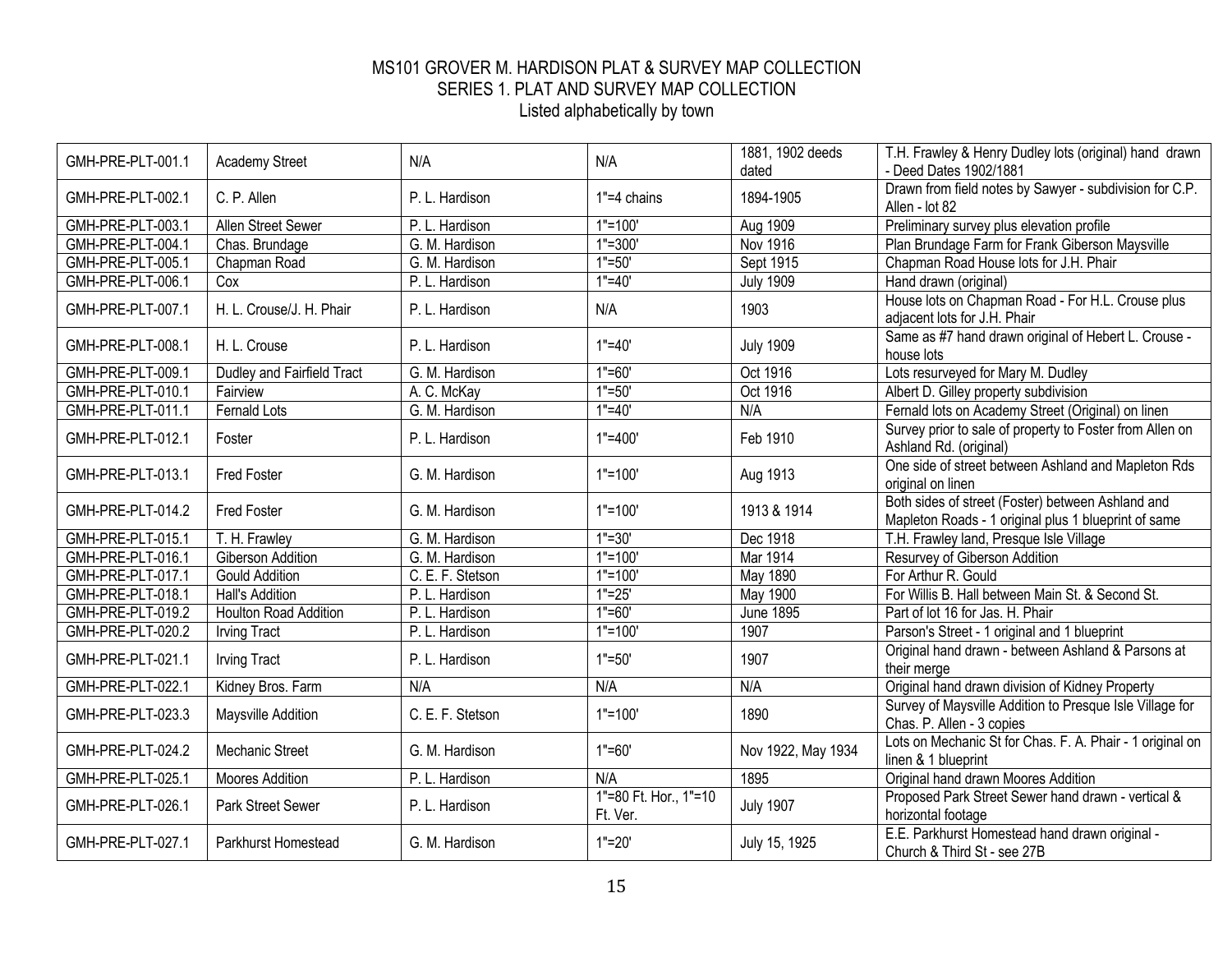# MS101 GROVER M. HARDISON PLAT & SURVEY MAP COLLECTION
## SERIES 1. PLAT AND SURVEY MAP COLLECTION
### Listed alphabetically by town

| | | | | | |
|---|---|---|---|---|---|
| GMH-PRE-PLT-001.1 | Academy Street | N/A | N/A | 1881, 1902 deeds dated | T.H. Frawley & Henry Dudley lots (original) hand drawn - Deed Dates 1902/1881 |
| GMH-PRE-PLT-002.1 | C. P. Allen | P. L. Hardison | 1"=4 chains | 1894-1905 | Drawn from field notes by Sawyer - subdivision for C.P. Allen - lot 82 |
| GMH-PRE-PLT-003.1 | Allen Street Sewer | P. L. Hardison | 1"=100' | Aug 1909 | Preliminary survey plus elevation profile |
| GMH-PRE-PLT-004.1 | Chas. Brundage | G. M. Hardison | 1"=300' | Nov 1916 | Plan Brundage Farm for Frank Giberson Maysville |
| GMH-PRE-PLT-005.1 | Chapman Road | G. M. Hardison | 1"=50' | Sept 1915 | Chapman Road House lots for J.H. Phair |
| GMH-PRE-PLT-006.1 | Cox | P. L. Hardison | 1"=40' | July 1909 | Hand drawn (original) |
| GMH-PRE-PLT-007.1 | H. L. Crouse/J. H. Phair | P. L. Hardison | N/A | 1903 | House lots on Chapman Road - For H.L. Crouse plus adjacent lots for J.H. Phair |
| GMH-PRE-PLT-008.1 | H. L. Crouse | P. L. Hardison | 1"=40' | July 1909 | Same as #7 hand drawn original of Hebert L. Crouse - house lots |
| GMH-PRE-PLT-009.1 | Dudley and Fairfield Tract | G. M. Hardison | 1"=60' | Oct 1916 | Lots resurveyed for Mary M. Dudley |
| GMH-PRE-PLT-010.1 | Fairview | A. C. McKay | 1"=50' | Oct 1916 | Albert D. Gilley property subdivision |
| GMH-PRE-PLT-011.1 | Fernald Lots | G. M. Hardison | 1"=40' | N/A | Fernald lots on Academy Street (Original) on linen |
| GMH-PRE-PLT-012.1 | Foster | P. L. Hardison | 1"=400' | Feb 1910 | Survey prior to sale of property to Foster from Allen on Ashland Rd. (original) |
| GMH-PRE-PLT-013.1 | Fred Foster | G. M. Hardison | 1"=100' | Aug 1913 | One side of street between Ashland and Mapleton Rds original on linen |
| GMH-PRE-PLT-014.2 | Fred Foster | G. M. Hardison | 1"=100' | 1913 & 1914 | Both sides of street (Foster) between Ashland and Mapleton Roads - 1 original plus 1 blueprint of same |
| GMH-PRE-PLT-015.1 | T. H. Frawley | G. M. Hardison | 1"=30' | Dec 1918 | T.H. Frawley land, Presque Isle Village |
| GMH-PRE-PLT-016.1 | Giberson Addition | G. M. Hardison | 1"=100' | Mar 1914 | Resurvey of Giberson Addition |
| GMH-PRE-PLT-017.1 | Gould Addition | C. E. F. Stetson | 1"=100' | May 1890 | For Arthur R. Gould |
| GMH-PRE-PLT-018.1 | Hall's Addition | P. L. Hardison | 1"=25' | May 1900 | For Willis B. Hall between Main St. & Second St. |
| GMH-PRE-PLT-019.2 | Houlton Road Addition | P. L. Hardison | 1"=60' | June 1895 | Part of lot 16 for Jas. H. Phair |
| GMH-PRE-PLT-020.2 | Irving Tract | P. L. Hardison | 1"=100' | 1907 | Parson's Street - 1 original and 1 blueprint |
| GMH-PRE-PLT-021.1 | Irving Tract | P. L. Hardison | 1"=50' | 1907 | Original hand drawn - between Ashland & Parsons at their merge |
| GMH-PRE-PLT-022.1 | Kidney Bros. Farm | N/A | N/A | N/A | Original hand drawn division of Kidney Property |
| GMH-PRE-PLT-023.3 | Maysville Addition | C. E. F. Stetson | 1"=100' | 1890 | Survey of Maysville Addition to Presque Isle Village for Chas. P. Allen - 3 copies |
| GMH-PRE-PLT-024.2 | Mechanic Street | G. M. Hardison | 1"=60' | Nov 1922, May 1934 | Lots on Mechanic St for Chas. F. A. Phair - 1 original on linen & 1 blueprint |
| GMH-PRE-PLT-025.1 | Moores Addition | P. L. Hardison | N/A | 1895 | Original hand drawn Moores Addition |
| GMH-PRE-PLT-026.1 | Park Street Sewer | P. L. Hardison | 1"=80 Ft. Hor., 1"=10 Ft. Ver. | July 1907 | Proposed Park Street Sewer hand drawn - vertical & horizontal footage |
| GMH-PRE-PLT-027.1 | Parkhurst Homestead | G. M. Hardison | 1"=20' | July 15, 1925 | E.E. Parkhurst Homestead hand drawn original - Church & Third St - see 27B |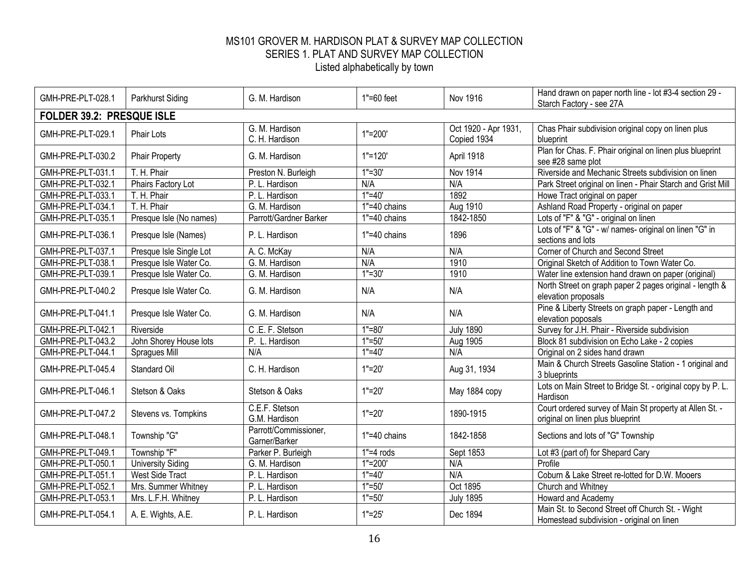# MS101 GROVER M. HARDISON PLAT & SURVEY MAP COLLECTION
## SERIES 1. PLAT AND SURVEY MAP COLLECTION
Listed alphabetically by town

| | | | | | |
|---|---|---|---|---|---|
| GMH-PRE-PLT-028.1 | Parkhurst Siding | G. M. Hardison | 1"=60 feet | Nov 1916 | Hand drawn on paper north line - lot #3-4 section 29 - Starch Factory - see 27A |
| **FOLDER 39.2: PRESQUE ISLE** | | | | | |
| GMH-PRE-PLT-029.1 | Phair Lots | G. M. Hardison<br>C. H. Hardison | 1"=200' | Oct 1920 - Apr 1931, Copied 1934 | Chas Phair subdivision original copy on linen plus blueprint |
| GMH-PRE-PLT-030.2 | Phair Property | G. M. Hardison | 1"=120' | April 1918 | Plan for Chas. F. Phair original on linen plus blueprint see #28 same plot |
| GMH-PRE-PLT-031.1 | T. H. Phair | Preston N. Burleigh | 1"=30' | Nov 1914 | Riverside and Mechanic Streets subdivision on linen |
| GMH-PRE-PLT-032.1 | Phairs Factory Lot | P. L. Hardison | N/A | N/A | Park Street original on linen - Phair Starch and Grist Mill |
| GMH-PRE-PLT-033.1 | T. H. Phair | P. L. Hardison | 1"=40' | 1892 | Howe Tract original on paper |
| GMH-PRE-PLT-034.1 | T. H. Phair | G. M. Hardison | 1"=40 chains | Aug 1910 | Ashland Road Property - original on paper |
| GMH-PRE-PLT-035.1 | Presque Isle (No names) | Parrott/Gardner Barker | 1"=40 chains | 1842-1850 | Lots of "F" & "G" - original on linen |
| GMH-PRE-PLT-036.1 | Presque Isle (Names) | P. L. Hardison | 1"=40 chains | 1896 | Lots of "F" & "G" - w/ names- original on linen "G" in sections and lots |
| GMH-PRE-PLT-037.1 | Presque Isle Single Lot | A. C. McKay | N/A | N/A | Corner of Church and Second Street |
| GMH-PRE-PLT-038.1 | Presque Isle Water Co. | G. M. Hardison | N/A | 1910 | Original Sketch of Addition to Town Water Co. |
| GMH-PRE-PLT-039.1 | Presque Isle Water Co. | G. M. Hardison | 1"=30' | 1910 | Water line extension hand drawn on paper (original) |
| GMH-PRE-PLT-040.2 | Presque Isle Water Co. | G. M. Hardison | N/A | N/A | North Street on graph paper 2 pages original - length & elevation proposals |
| GMH-PRE-PLT-041.1 | Presque Isle Water Co. | G. M. Hardison | N/A | N/A | Pine & Liberty Streets on graph paper - Length and elevation poposals |
| GMH-PRE-PLT-042.1 | Riverside | C .E. F. Stetson | 1"=80' | July 1890 | Survey for J.H. Phair - Riverside subdivision |
| GMH-PRE-PLT-043.2 | John Shorey House lots | P. L. Hardison | 1"=50' | Aug 1905 | Block 81 subdivision on Echo Lake - 2 copies |
| GMH-PRE-PLT-044.1 | Spragues Mill | N/A | 1"=40' | N/A | Original on 2 sides hand drawn |
| GMH-PRE-PLT-045.4 | Standard Oil | C. H. Hardison | 1"=20' | Aug 31, 1934 | Main & Church Streets Gasoline Station - 1 original and 3 blueprints |
| GMH-PRE-PLT-046.1 | Stetson & Oaks | Stetson & Oaks | 1"=20' | May 1884 copy | Lots on Main Street to Bridge St. - original copy by P. L. Hardison |
| GMH-PRE-PLT-047.2 | Stevens vs. Tompkins | C.E.F. Stetson<br>G.M. Hardison | 1"=20' | 1890-1915 | Court ordered survey of Main St property at Allen St. - original on linen plus blueprint |
| GMH-PRE-PLT-048.1 | Township "G" | Parrott/Commissioner, Garner/Barker | 1"=40 chains | 1842-1858 | Sections and lots of "G" Township |
| GMH-PRE-PLT-049.1 | Township "F" | Parker P. Burleigh | 1"=4 rods | Sept 1853 | Lot #3 (part of) for Shepard Cary |
| GMH-PRE-PLT-050.1 | University Siding | G. M. Hardison | 1"=200' | N/A | Profile |
| GMH-PRE-PLT-051.1 | West Side Tract | P. L. Hardison | 1"=40' | N/A | Coburn & Lake Street re-lotted for D.W. Mooers |
| GMH-PRE-PLT-052.1 | Mrs. Summer Whitney | P. L. Hardison | 1"=50' | Oct 1895 | Church and Whitney |
| GMH-PRE-PLT-053.1 | Mrs. L.F.H. Whitney | P. L. Hardison | 1"=50' | July 1895 | Howard and Academy |
| GMH-PRE-PLT-054.1 | A. E. Wights, A.E. | P. L. Hardison | 1"=25' | Dec 1894 | Main St. to Second Street off Church St. - Wight Homestead subdivision - original on linen |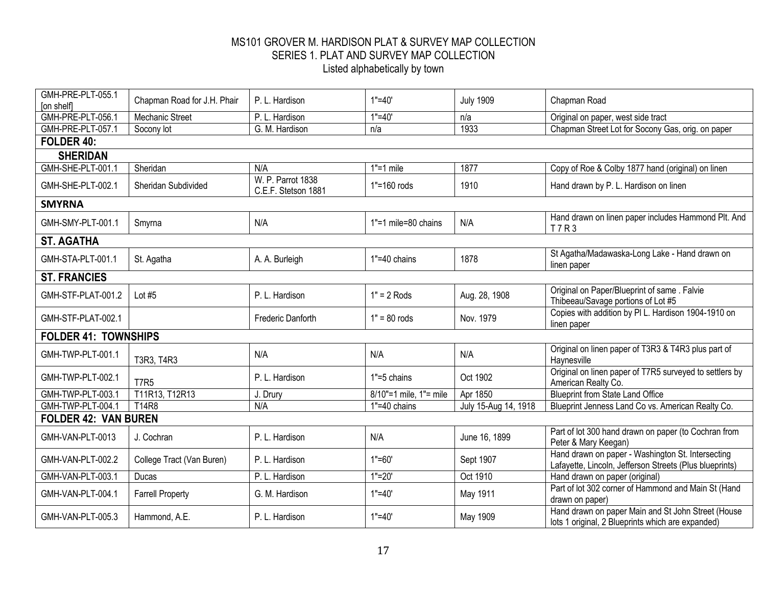MS101 GROVER M. HARDISON PLAT & SURVEY MAP COLLECTION
SERIES 1. PLAT AND SURVEY MAP COLLECTION
Listed alphabetically by town

| | | | | | |
|---|---|---|---|---|---|
| GMH-PRE-PLT-055.1 [on shelf] | Chapman Road for J.H. Phair | P. L. Hardison | 1"=40' | July 1909 | Chapman Road |
| GMH-PRE-PLT-056.1 | Mechanic Street | P. L. Hardison | 1"=40' | n/a | Original on paper, west side tract |
| GMH-PRE-PLT-057.1 | Socony lot | G. M. Hardison | n/a | 1933 | Chapman Street Lot for Socony Gas, orig. on paper |
| **FOLDER 40:** | | | | | |
| **SHERIDAN** | | | | | |
| GMH-SHE-PLT-001.1 | Sheridan | N/A | 1"=1 mile | 1877 | Copy of Roe & Colby 1877 hand (original) on linen |
| GMH-SHE-PLT-002.1 | Sheridan Subdivided | W. P. Parrot 1838 C.E.F. Stetson 1881 | 1"=160 rods | 1910 | Hand drawn by P. L. Hardison on linen |
| **SMYRNA** | | | | | |
| GMH-SMY-PLT-001.1 | Smyrna | N/A | 1"=1 mile=80 chains | N/A | Hand drawn on linen paper includes Hammond Plt. And T 7 R 3 |
| **ST. AGATHA** | | | | | |
| GMH-STA-PLT-001.1 | St. Agatha | A. A. Burleigh | 1"=40 chains | 1878 | St Agatha/Madawaska-Long Lake - Hand drawn on linen paper |
| **ST. FRANCIES** | | | | | |
| GMH-STF-PLAT-001.2 | Lot #5 | P. L. Hardison | 1" = 2 Rods | Aug. 28, 1908 | Original on Paper/Blueprint of same . Falvie Thibeeau/Savage portions of Lot #5 |
| GMH-STF-PLAT-002.1 | | Frederic Danforth | 1" = 80 rods | Nov. 1979 | Copies with addition by Pl L. Hardison 1904-1910 on linen paper |
| **FOLDER 41: TOWNSHIPS** | | | | | |
| GMH-TWP-PLT-001.1 | T3R3, T4R3 | N/A | N/A | N/A | Original on linen paper of T3R3 & T4R3 plus part of Haynesville |
| GMH-TWP-PLT-002.1 | T7R5 | P. L. Hardison | 1"=5 chains | Oct 1902 | Original on linen paper of T7R5 surveyed to settlers by American Realty Co. |
| GMH-TWP-PLT-003.1 | T11R13, T12R13 | J. Drury | 8/10"=1 mile, 1"= mile | Apr 1850 | Blueprint from State Land Office |
| GMH-TWP-PLT-004.1 | T14R8 | N/A | 1"=40 chains | July 15-Aug 14, 1918 | Blueprint Jenness Land Co vs. American Realty Co. |
| **FOLDER 42: VAN BUREN** | | | | | |
| GMH-VAN-PLT-0013 | J. Cochran | P. L. Hardison | N/A | June 16, 1899 | Part of lot 300 hand drawn on paper (to Cochran from Peter & Mary Keegan) |
| GMH-VAN-PLT-002.2 | College Tract (Van Buren) | P. L. Hardison | 1"=60' | Sept 1907 | Hand drawn on paper - Washington St. Intersecting Lafayette, Lincoln, Jefferson Streets (Plus blueprints) |
| GMH-VAN-PLT-003.1 | Ducas | P. L. Hardison | 1"=20' | Oct 1910 | Hand drawn on paper (original) |
| GMH-VAN-PLT-004.1 | Farrell Property | G. M. Hardison | 1"=40' | May 1911 | Part of lot 302 corner of Hammond and Main St (Hand drawn on paper) |
| GMH-VAN-PLT-005.3 | Hammond, A.E. | P. L. Hardison | 1"=40' | May 1909 | Hand drawn on paper Main and St John Street (House lots 1 original, 2 Blueprints which are expanded) |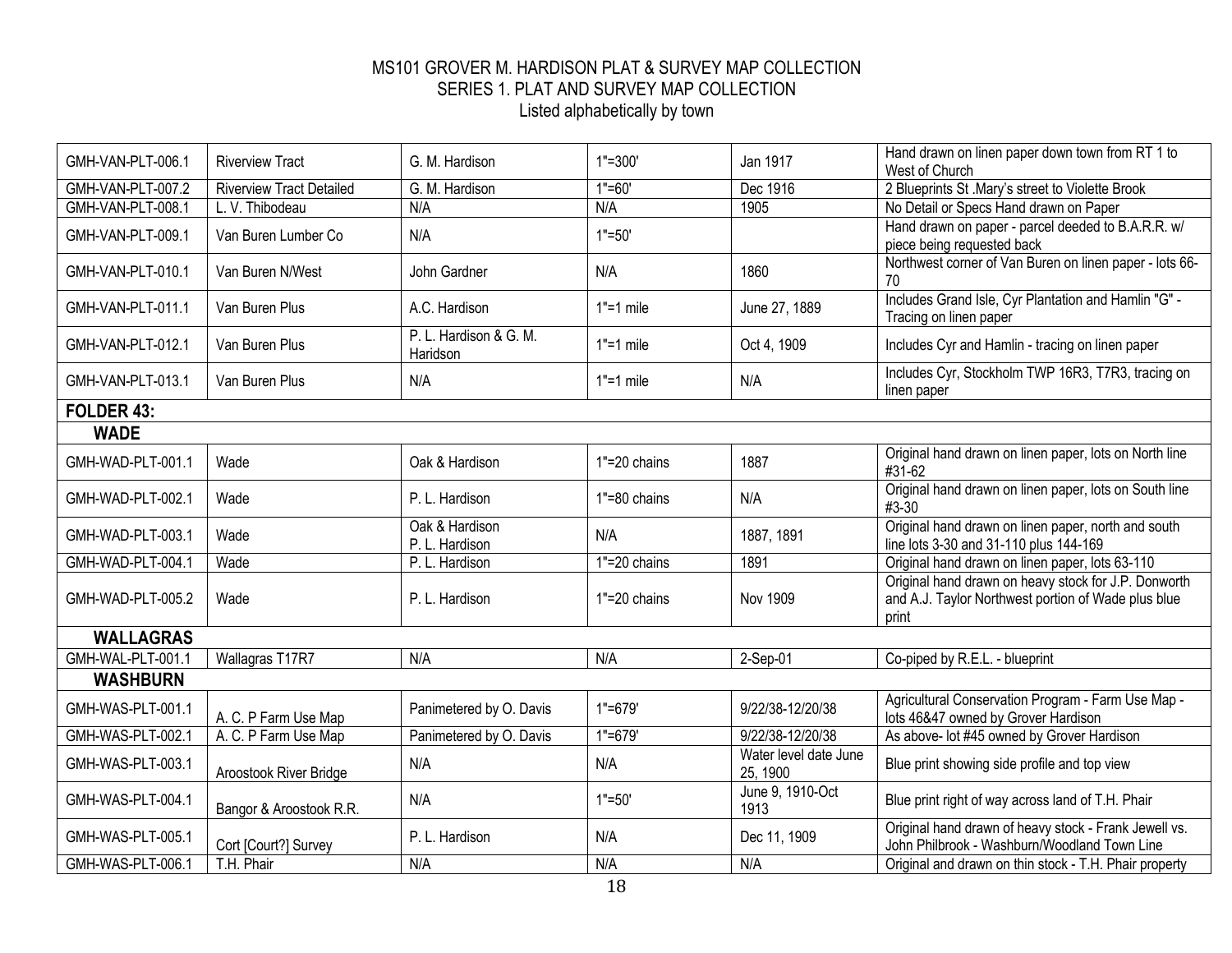# MS101 GROVER M. HARDISON PLAT & SURVEY MAP COLLECTION
## SERIES 1. PLAT AND SURVEY MAP COLLECTION
### Listed alphabetically by town

| | | | | | |
|---|---|---|---|---|---|
| GMH-VAN-PLT-006.1 | Riverview Tract | G. M. Hardison | 1"=300' | Jan 1917 | Hand drawn on linen paper down town from RT 1 to West of Church |
| GMH-VAN-PLT-007.2 | Riverview Tract Detailed | G. M. Hardison | 1"=60' | Dec 1916 | 2 Blueprints St .Mary's street to Violette Brook |
| GMH-VAN-PLT-008.1 | L. V. Thibodeau | N/A | N/A | 1905 | No Detail or Specs Hand drawn on Paper |
| GMH-VAN-PLT-009.1 | Van Buren Lumber Co | N/A | 1"=50' | | Hand drawn on paper - parcel deeded to B.A.R.R. w/ piece being requested back |
| GMH-VAN-PLT-010.1 | Van Buren N/West | John Gardner | N/A | 1860 | Northwest corner of Van Buren on linen paper - lots 66-70 |
| GMH-VAN-PLT-011.1 | Van Buren Plus | A.C. Hardison | 1"=1 mile | June 27, 1889 | Includes Grand Isle, Cyr Plantation and Hamlin "G" - Tracing on linen paper |
| GMH-VAN-PLT-012.1 | Van Buren Plus | P. L. Hardison & G. M. Haridson | 1"=1 mile | Oct 4, 1909 | Includes Cyr and Hamlin - tracing on linen paper |
| GMH-VAN-PLT-013.1 | Van Buren Plus | N/A | 1"=1 mile | N/A | Includes Cyr, Stockholm TWP 16R3, T7R3, tracing on linen paper |
| **FOLDER 43:** | | | | | |
| **WADE** | | | | | |
| GMH-WAD-PLT-001.1 | Wade | Oak & Hardison | 1"=20 chains | 1887 | Original hand drawn on linen paper, lots on North line #31-62 |
| GMH-WAD-PLT-002.1 | Wade | P. L. Hardison | 1"=80 chains | N/A | Original hand drawn on linen paper, lots on South line #3-30 |
| GMH-WAD-PLT-003.1 | Wade | Oak & Hardison P. L. Hardison | N/A | 1887, 1891 | Original hand drawn on linen paper, north and south line lots 3-30 and 31-110 plus 144-169 |
| GMH-WAD-PLT-004.1 | Wade | P. L. Hardison | 1"=20 chains | 1891 | Original hand drawn on linen paper, lots 63-110 |
| GMH-WAD-PLT-005.2 | Wade | P. L. Hardison | 1"=20 chains | Nov 1909 | Original hand drawn on heavy stock for J.P. Donworth and A.J. Taylor Northwest portion of Wade plus blue print |
| **WALLAGRAS** | | | | | |
| GMH-WAL-PLT-001.1 | Wallagras T17R7 | N/A | N/A | 2-Sep-01 | Co-piped by R.E.L. - blueprint |
| **WASHBURN** | | | | | |
| GMH-WAS-PLT-001.1 | A. C. P Farm Use Map | Panimetered by O. Davis | 1"=679' | 9/22/38-12/20/38 | Agricultural Conservation Program - Farm Use Map - lots 46&47 owned by Grover Hardison |
| GMH-WAS-PLT-002.1 | A. C. P Farm Use Map | Panimetered by O. Davis | 1"=679' | 9/22/38-12/20/38 | As above- lot #45 owned by Grover Hardison |
| GMH-WAS-PLT-003.1 | Aroostook River Bridge | N/A | N/A | Water level date June 25, 1900 | Blue print showing side profile and top view |
| GMH-WAS-PLT-004.1 | Bangor & Aroostook R.R. | N/A | 1"=50' | June 9, 1910-Oct 1913 | Blue print right of way across land of T.H. Phair |
| GMH-WAS-PLT-005.1 | Cort [Court?] Survey | P. L. Hardison | N/A | Dec 11, 1909 | Original hand drawn of heavy stock - Frank Jewell vs. John Philbrook - Washburn/Woodland Town Line |
| GMH-WAS-PLT-006.1 | T.H. Phair | N/A | N/A | N/A | Original and drawn on thin stock - T.H. Phair property |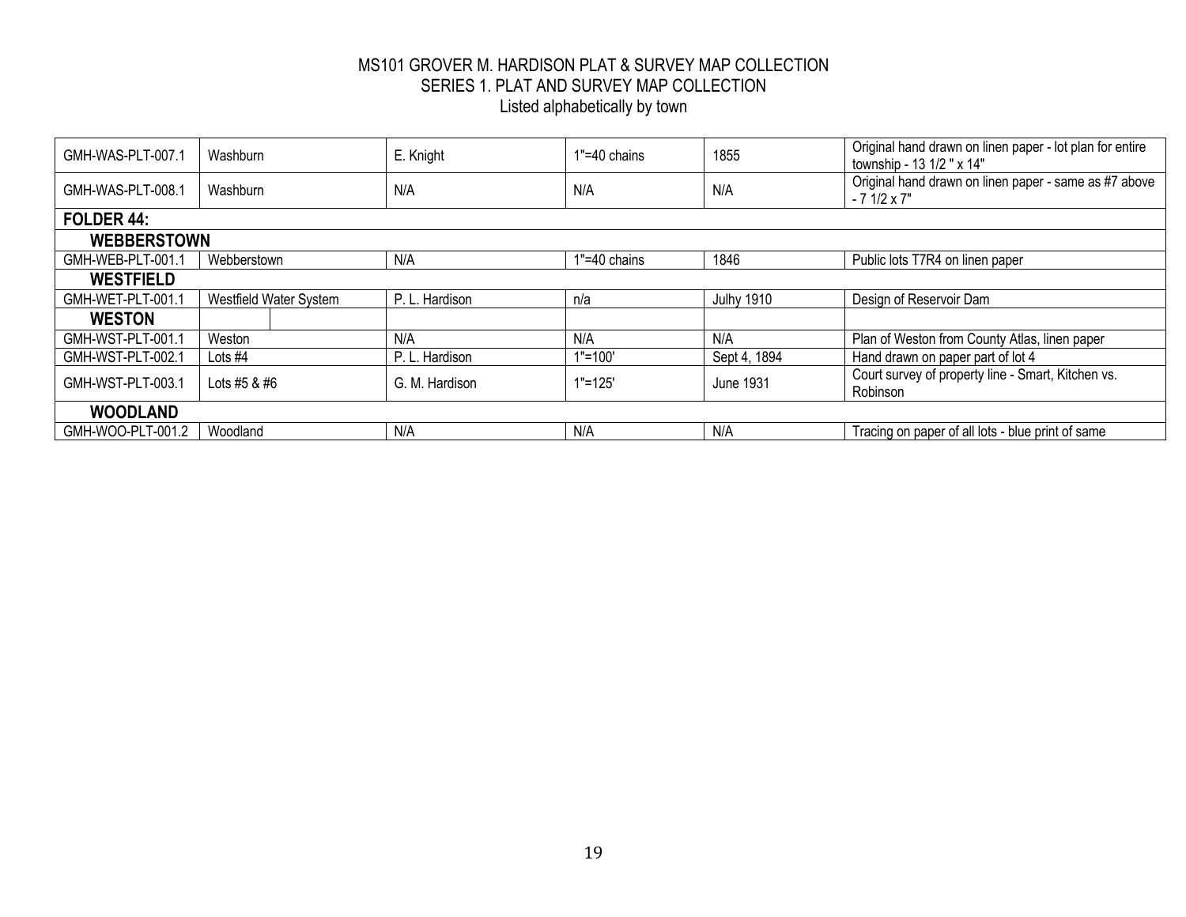MS101 GROVER M. HARDISON PLAT & SURVEY MAP COLLECTION
SERIES 1. PLAT AND SURVEY MAP COLLECTION
Listed alphabetically by town

| | | | | | |
|---|---|---|---|---|---|
| GMH-WAS-PLT-007.1 | Washburn | E. Knight | 1"=40 chains | 1855 | Original hand drawn on linen paper - lot plan for entire township - 13 1/2 " x 14" |
| GMH-WAS-PLT-008.1 | Washburn | N/A | N/A | N/A | Original hand drawn on linen paper - same as #7 above - 7 1/2 x 7" |
| **FOLDER 44:** | | | | | |
| **WEBBERSTOWN** | | | | | |
| GMH-WEB-PLT-001.1 | Webberstown | N/A | 1"=40 chains | 1846 | Public lots T7R4 on linen paper |
| **WESTFIELD** | | | | | |
| GMH-WET-PLT-001.1 | Westfield Water System | P. L. Hardison | n/a | Julhy 1910 | Design of Reservoir Dam |
| **WESTON** | | | | | |
| GMH-WST-PLT-001.1 | Weston | N/A | N/A | N/A | Plan of Weston from County Atlas, linen paper |
| GMH-WST-PLT-002.1 | Lots #4 | P. L. Hardison | 1"=100' | Sept 4, 1894 | Hand drawn on paper part of lot 4 |
| GMH-WST-PLT-003.1 | Lots #5 & #6 | G. M. Hardison | 1"=125' | June 1931 | Court survey of property line - Smart, Kitchen vs. Robinson |
| **WOODLAND** | | | | | |
| GMH-WOO-PLT-001.2 | Woodland | N/A | N/A | N/A | Tracing on paper of all lots - blue print of same |